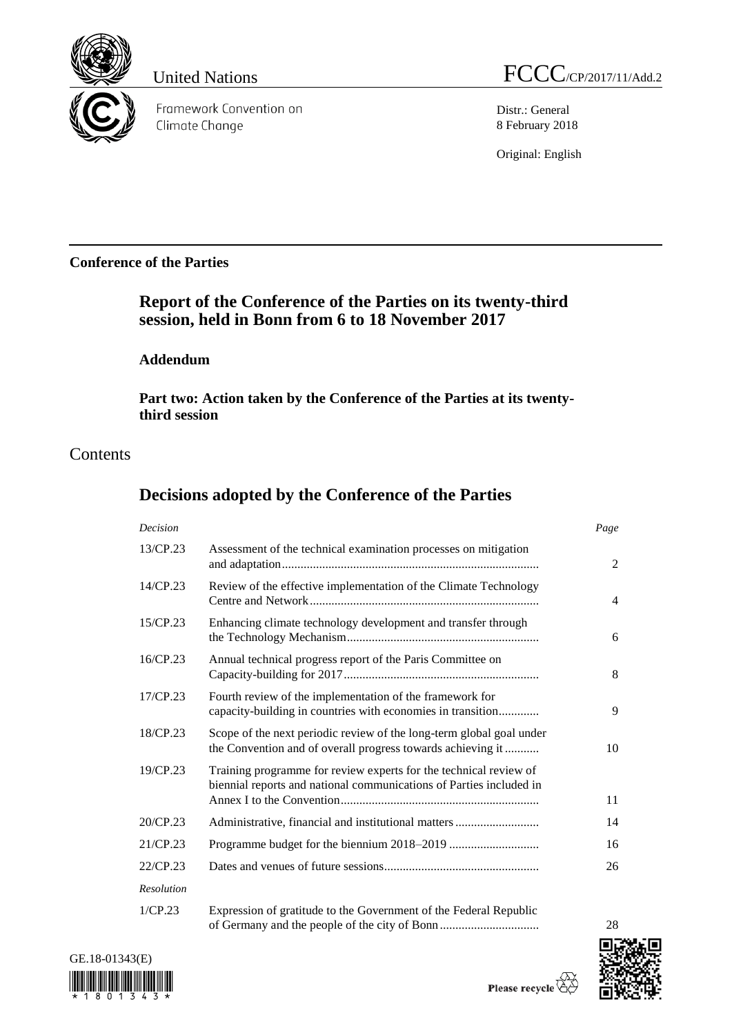United Nations

FCCC/CP/2017/11/Add.2

Framework Convention on Climate Change

Distr.: General
8 February 2018

Original: English

**Conference of the Parties**

# Report of the Conference of the Parties on its twenty-third session, held in Bonn from 6 to 18 November 2017

## Addendum

### Part two: Action taken by the Conference of the Parties at its twenty-third session

## Contents

# Decisions adopted by the Conference of the Parties

| *Decision* | | *Page* |
|---|---|---|
| 13/CP.23 | Assessment of the technical examination processes on mitigation and adaptation | 2 |
| 14/CP.23 | Review of the effective implementation of the Climate Technology Centre and Network | 4 |
| 15/CP.23 | Enhancing climate technology development and transfer through the Technology Mechanism | 6 |
| 16/CP.23 | Annual technical progress report of the Paris Committee on Capacity-building for 2017 | 8 |
| 17/CP.23 | Fourth review of the implementation of the framework for capacity-building in countries with economies in transition | 9 |
| 18/CP.23 | Scope of the next periodic review of the long-term global goal under the Convention and of overall progress towards achieving it | 10 |
| 19/CP.23 | Training programme for review experts for the technical review of biennial reports and national communications of Parties included in Annex I to the Convention | 11 |
| 20/CP.23 | Administrative, financial and institutional matters | 14 |
| 21/CP.23 | Programme budget for the biennium 2018–2019 | 16 |
| 22/CP.23 | Dates and venues of future sessions | 26 |
| *Resolution* | | |
| 1/CP.23 | Expression of gratitude to the Government of the Federal Republic of Germany and the people of the city of Bonn | 28 |

GE.18-01343(E)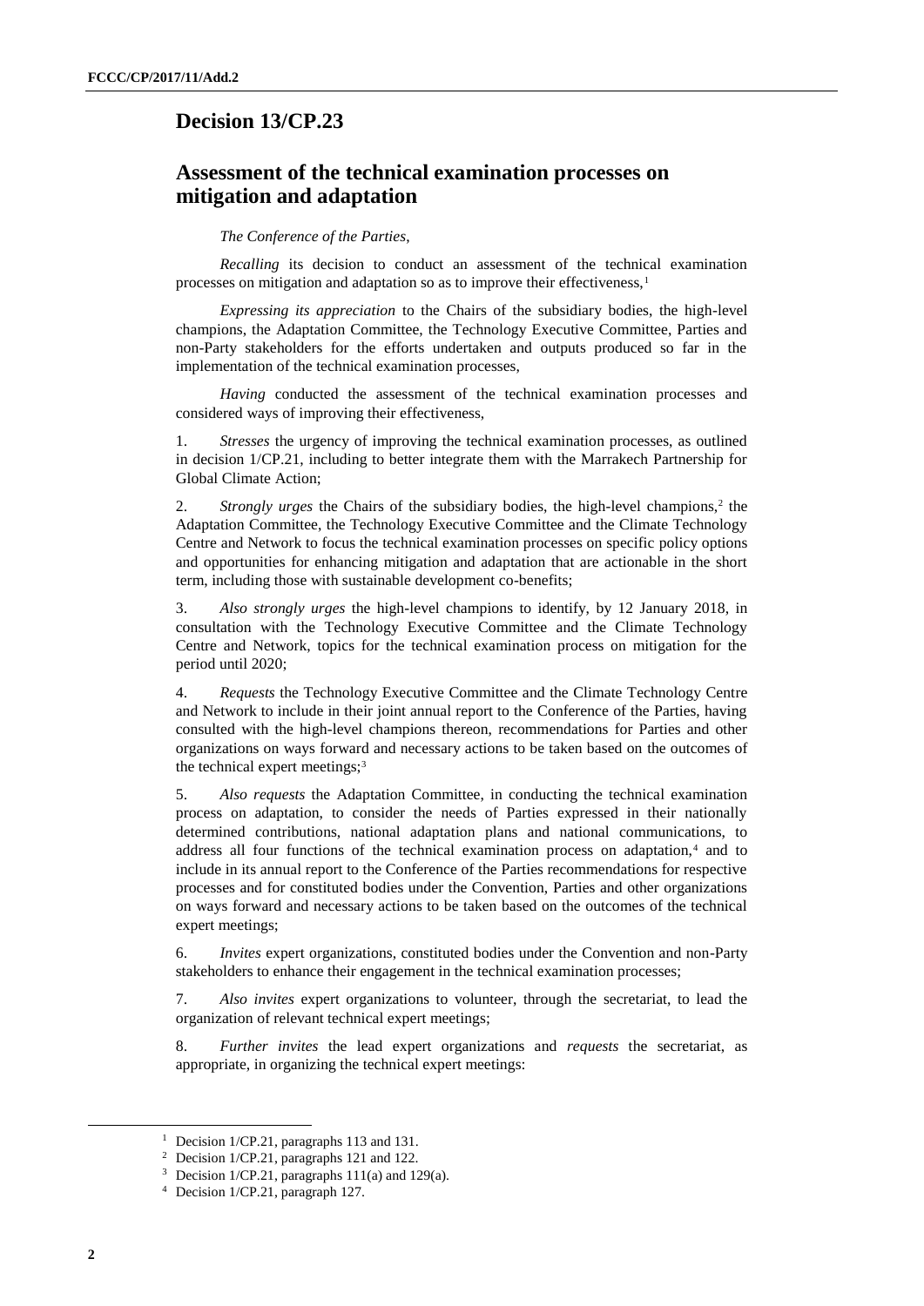# Decision 13/CP.23

## Assessment of the technical examination processes on mitigation and adaptation

*The Conference of the Parties*,

*Recalling* its decision to conduct an assessment of the technical examination processes on mitigation and adaptation so as to improve their effectiveness,[1]

*Expressing its appreciation* to the Chairs of the subsidiary bodies, the high-level champions, the Adaptation Committee, the Technology Executive Committee, Parties and non-Party stakeholders for the efforts undertaken and outputs produced so far in the implementation of the technical examination processes,

*Having* conducted the assessment of the technical examination processes and considered ways of improving their effectiveness,

1. *Stresses* the urgency of improving the technical examination processes, as outlined in decision 1/CP.21, including to better integrate them with the Marrakech Partnership for Global Climate Action;

2. *Strongly urges* the Chairs of the subsidiary bodies, the high-level champions,[2] the Adaptation Committee, the Technology Executive Committee and the Climate Technology Centre and Network to focus the technical examination processes on specific policy options and opportunities for enhancing mitigation and adaptation that are actionable in the short term, including those with sustainable development co-benefits;

3. *Also strongly urges* the high-level champions to identify, by 12 January 2018, in consultation with the Technology Executive Committee and the Climate Technology Centre and Network, topics for the technical examination process on mitigation for the period until 2020;

4. *Requests* the Technology Executive Committee and the Climate Technology Centre and Network to include in their joint annual report to the Conference of the Parties, having consulted with the high-level champions thereon, recommendations for Parties and other organizations on ways forward and necessary actions to be taken based on the outcomes of the technical expert meetings;[3]

5. *Also requests* the Adaptation Committee, in conducting the technical examination process on adaptation, to consider the needs of Parties expressed in their nationally determined contributions, national adaptation plans and national communications, to address all four functions of the technical examination process on adaptation,[4] and to include in its annual report to the Conference of the Parties recommendations for respective processes and for constituted bodies under the Convention, Parties and other organizations on ways forward and necessary actions to be taken based on the outcomes of the technical expert meetings;

6. *Invites* expert organizations, constituted bodies under the Convention and non-Party stakeholders to enhance their engagement in the technical examination processes;

7. *Also invites* expert organizations to volunteer, through the secretariat, to lead the organization of relevant technical expert meetings;

8. *Further invites* the lead expert organizations and *requests* the secretariat, as appropriate, in organizing the technical expert meetings:

---

[1] Decision 1/CP.21, paragraphs 113 and 131.

[2] Decision 1/CP.21, paragraphs 121 and 122.

[3] Decision 1/CP.21, paragraphs 111(a) and 129(a).

[4] Decision 1/CP.21, paragraph 127.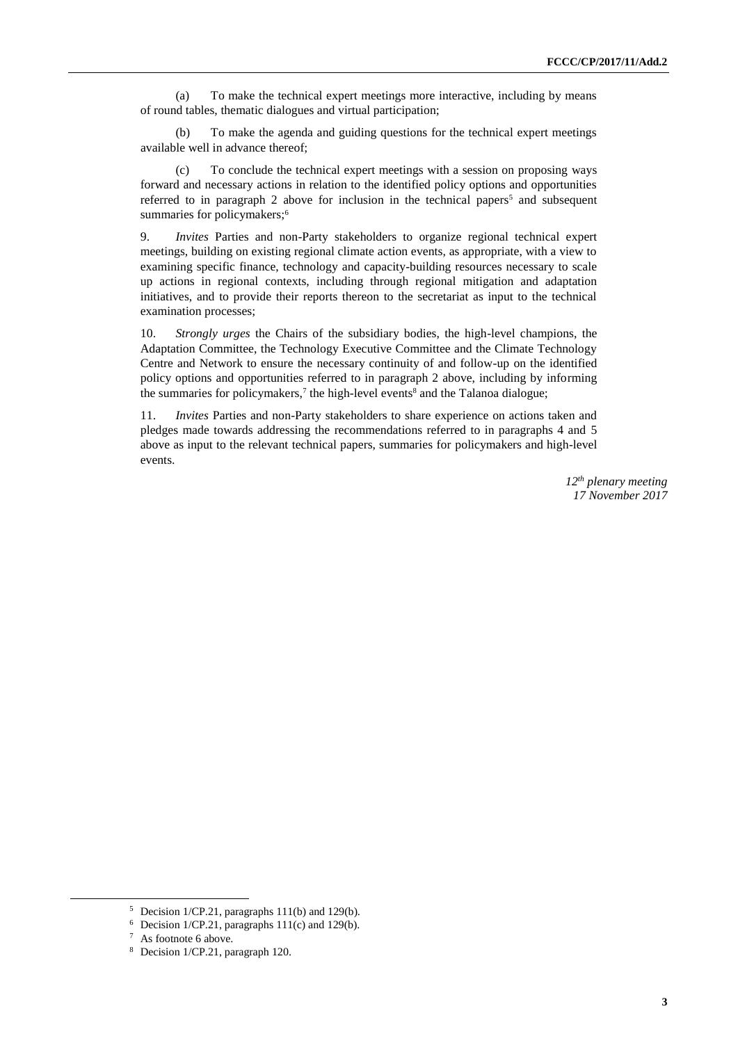(a) To make the technical expert meetings more interactive, including by means of round tables, thematic dialogues and virtual participation;

(b) To make the agenda and guiding questions for the technical expert meetings available well in advance thereof;

(c) To conclude the technical expert meetings with a session on proposing ways forward and necessary actions in relation to the identified policy options and opportunities referred to in paragraph 2 above for inclusion in the technical papers[5] and subsequent summaries for policymakers;[6]

9. *Invites* Parties and non-Party stakeholders to organize regional technical expert meetings, building on existing regional climate action events, as appropriate, with a view to examining specific finance, technology and capacity-building resources necessary to scale up actions in regional contexts, including through regional mitigation and adaptation initiatives, and to provide their reports thereon to the secretariat as input to the technical examination processes;

10. *Strongly urges* the Chairs of the subsidiary bodies, the high-level champions, the Adaptation Committee, the Technology Executive Committee and the Climate Technology Centre and Network to ensure the necessary continuity of and follow-up on the identified policy options and opportunities referred to in paragraph 2 above, including by informing the summaries for policymakers,[7] the high-level events[8] and the Talanoa dialogue;

11. *Invites* Parties and non-Party stakeholders to share experience on actions taken and pledges made towards addressing the recommendations referred to in paragraphs 4 and 5 above as input to the relevant technical papers, summaries for policymakers and high-level events.

*12th plenary meeting*
*17 November 2017*

---

[5] Decision 1/CP.21, paragraphs 111(b) and 129(b).

[6] Decision 1/CP.21, paragraphs 111(c) and 129(b).

[7] As footnote 6 above.

[8] Decision 1/CP.21, paragraph 120.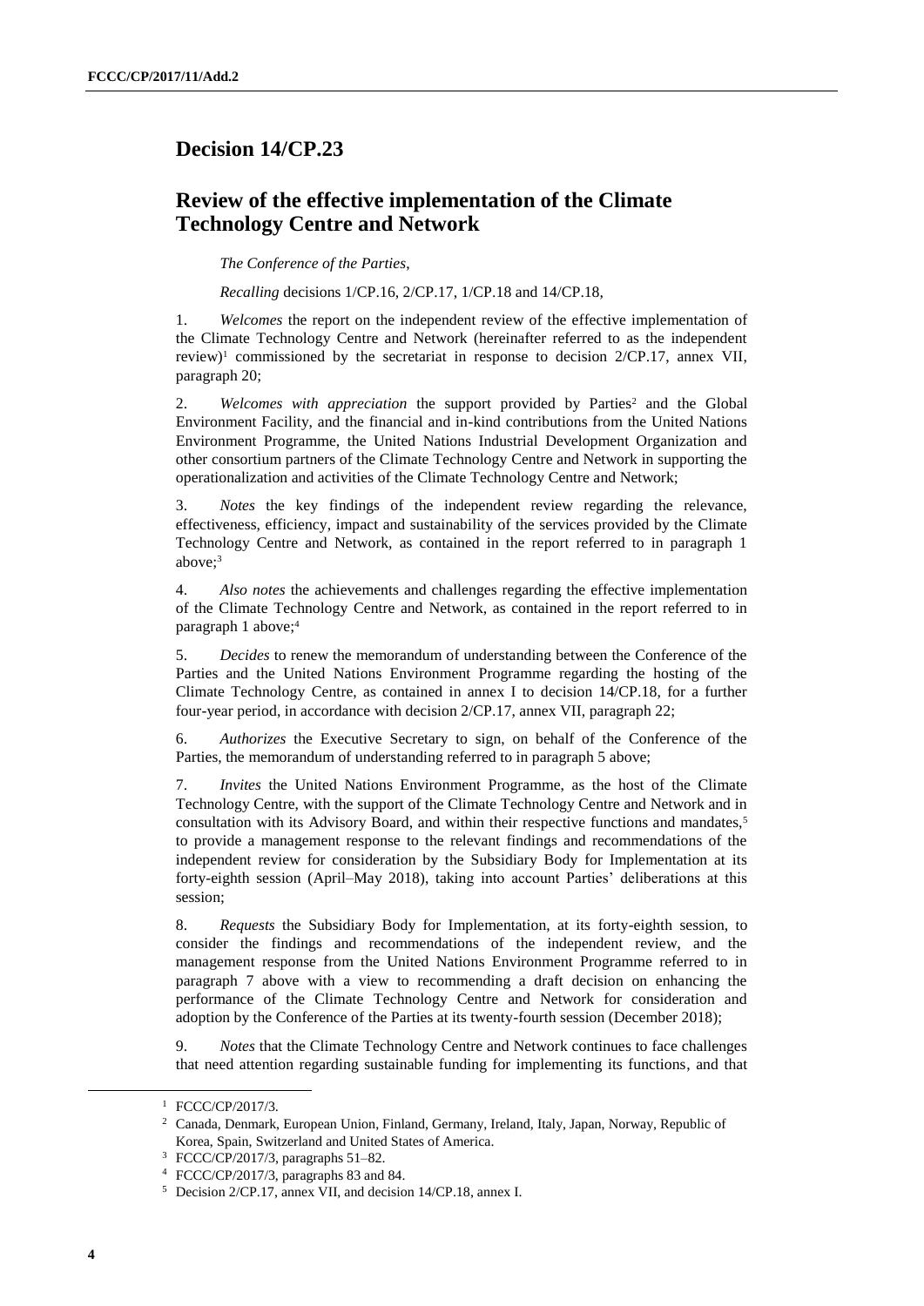## Decision 14/CP.23

## Review of the effective implementation of the Climate Technology Centre and Network

*The Conference of the Parties*,

*Recalling* decisions 1/CP.16, 2/CP.17, 1/CP.18 and 14/CP.18,

1. *Welcomes* the report on the independent review of the effective implementation of the Climate Technology Centre and Network (hereinafter referred to as the independent review)[1] commissioned by the secretariat in response to decision 2/CP.17, annex VII, paragraph 20;

2. *Welcomes with appreciation* the support provided by Parties[2] and the Global Environment Facility, and the financial and in-kind contributions from the United Nations Environment Programme, the United Nations Industrial Development Organization and other consortium partners of the Climate Technology Centre and Network in supporting the operationalization and activities of the Climate Technology Centre and Network;

3. *Notes* the key findings of the independent review regarding the relevance, effectiveness, efficiency, impact and sustainability of the services provided by the Climate Technology Centre and Network, as contained in the report referred to in paragraph 1 above;[3]

4. *Also notes* the achievements and challenges regarding the effective implementation of the Climate Technology Centre and Network, as contained in the report referred to in paragraph 1 above;[4]

5. *Decides* to renew the memorandum of understanding between the Conference of the Parties and the United Nations Environment Programme regarding the hosting of the Climate Technology Centre, as contained in annex I to decision 14/CP.18, for a further four-year period, in accordance with decision 2/CP.17, annex VII, paragraph 22;

6. *Authorizes* the Executive Secretary to sign, on behalf of the Conference of the Parties, the memorandum of understanding referred to in paragraph 5 above;

7. *Invites* the United Nations Environment Programme, as the host of the Climate Technology Centre, with the support of the Climate Technology Centre and Network and in consultation with its Advisory Board, and within their respective functions and mandates,[5] to provide a management response to the relevant findings and recommendations of the independent review for consideration by the Subsidiary Body for Implementation at its forty-eighth session (April–May 2018), taking into account Parties' deliberations at this session;

8. *Requests* the Subsidiary Body for Implementation, at its forty-eighth session, to consider the findings and recommendations of the independent review, and the management response from the United Nations Environment Programme referred to in paragraph 7 above with a view to recommending a draft decision on enhancing the performance of the Climate Technology Centre and Network for consideration and adoption by the Conference of the Parties at its twenty-fourth session (December 2018);

9. *Notes* that the Climate Technology Centre and Network continues to face challenges that need attention regarding sustainable funding for implementing its functions, and that

---

[1] FCCC/CP/2017/3.

[2] Canada, Denmark, European Union, Finland, Germany, Ireland, Italy, Japan, Norway, Republic of Korea, Spain, Switzerland and United States of America.

[3] FCCC/CP/2017/3, paragraphs 51–82.

[4] FCCC/CP/2017/3, paragraphs 83 and 84.

[5] Decision 2/CP.17, annex VII, and decision 14/CP.18, annex I.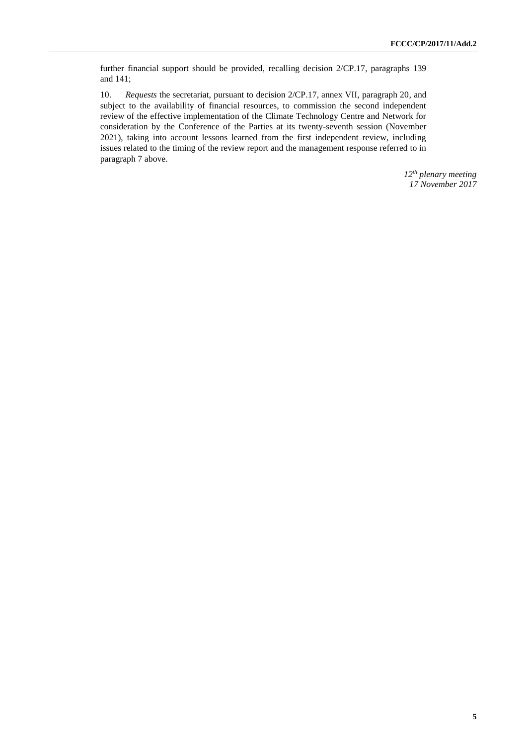further financial support should be provided, recalling decision 2/CP.17, paragraphs 139 and 141;

10. *Requests* the secretariat, pursuant to decision 2/CP.17, annex VII, paragraph 20, and subject to the availability of financial resources, to commission the second independent review of the effective implementation of the Climate Technology Centre and Network for consideration by the Conference of the Parties at its twenty-seventh session (November 2021), taking into account lessons learned from the first independent review, including issues related to the timing of the review report and the management response referred to in paragraph 7 above.

*12th plenary meeting*
*17 November 2017*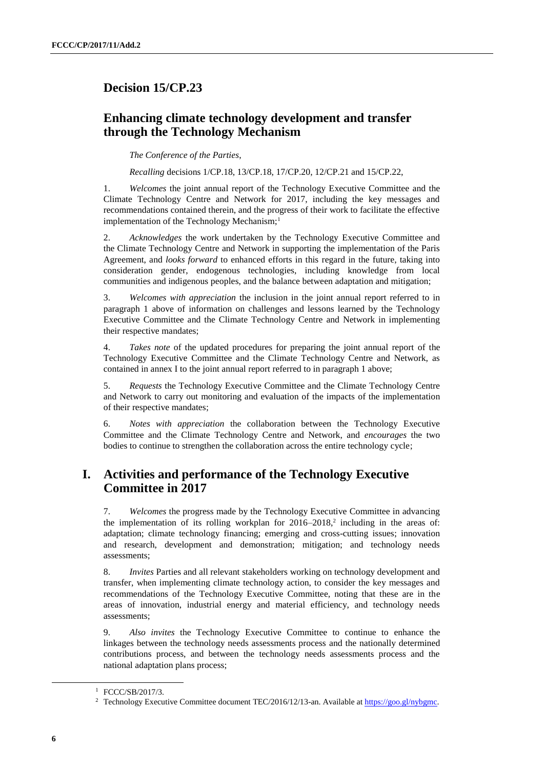## Decision 15/CP.23

## Enhancing climate technology development and transfer through the Technology Mechanism

*The Conference of the Parties*,

*Recalling* decisions 1/CP.18, 13/CP.18, 17/CP.20, 12/CP.21 and 15/CP.22,

1. *Welcomes* the joint annual report of the Technology Executive Committee and the Climate Technology Centre and Network for 2017, including the key messages and recommendations contained therein, and the progress of their work to facilitate the effective implementation of the Technology Mechanism;[1]

2. *Acknowledges* the work undertaken by the Technology Executive Committee and the Climate Technology Centre and Network in supporting the implementation of the Paris Agreement, and *looks forward* to enhanced efforts in this regard in the future, taking into consideration gender, endogenous technologies, including knowledge from local communities and indigenous peoples, and the balance between adaptation and mitigation;

3. *Welcomes with appreciation* the inclusion in the joint annual report referred to in paragraph 1 above of information on challenges and lessons learned by the Technology Executive Committee and the Climate Technology Centre and Network in implementing their respective mandates;

4. *Takes note* of the updated procedures for preparing the joint annual report of the Technology Executive Committee and the Climate Technology Centre and Network, as contained in annex I to the joint annual report referred to in paragraph 1 above;

5. *Requests* the Technology Executive Committee and the Climate Technology Centre and Network to carry out monitoring and evaluation of the impacts of the implementation of their respective mandates;

6. *Notes with appreciation* the collaboration between the Technology Executive Committee and the Climate Technology Centre and Network, and *encourages* the two bodies to continue to strengthen the collaboration across the entire technology cycle;

## I. Activities and performance of the Technology Executive Committee in 2017

7. *Welcomes* the progress made by the Technology Executive Committee in advancing the implementation of its rolling workplan for 2016–2018,[2] including in the areas of: adaptation; climate technology financing; emerging and cross-cutting issues; innovation and research, development and demonstration; mitigation; and technology needs assessments;

8. *Invites* Parties and all relevant stakeholders working on technology development and transfer, when implementing climate technology action, to consider the key messages and recommendations of the Technology Executive Committee, noting that these are in the areas of innovation, industrial energy and material efficiency, and technology needs assessments;

9. *Also invites* the Technology Executive Committee to continue to enhance the linkages between the technology needs assessments process and the nationally determined contributions process, and between the technology needs assessments process and the national adaptation plans process;

---

[1] FCCC/SB/2017/3.

[2] Technology Executive Committee document TEC/2016/12/13-an. Available at https://goo.gl/nybgmc.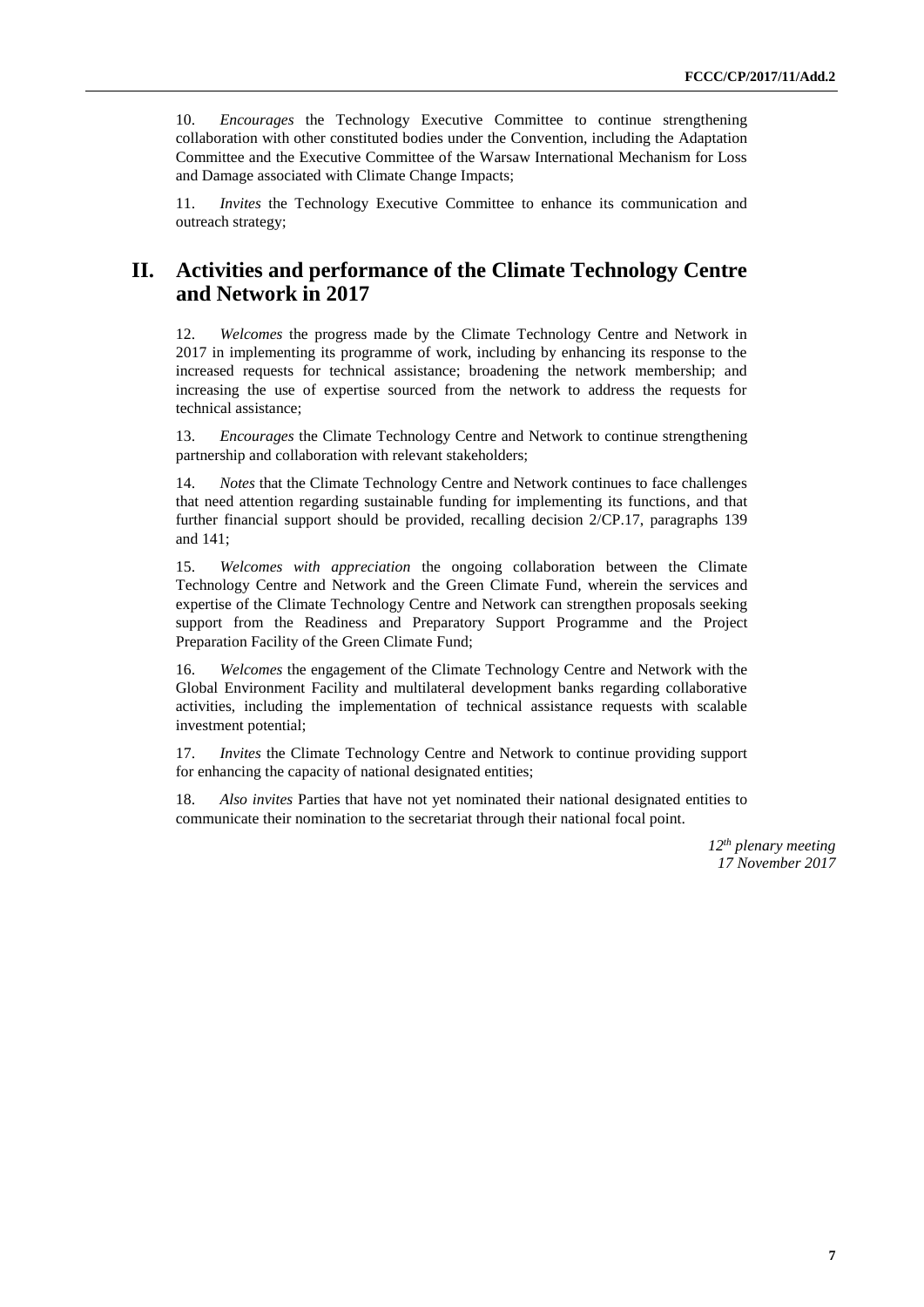10. *Encourages* the Technology Executive Committee to continue strengthening collaboration with other constituted bodies under the Convention, including the Adaptation Committee and the Executive Committee of the Warsaw International Mechanism for Loss and Damage associated with Climate Change Impacts;

11. *Invites* the Technology Executive Committee to enhance its communication and outreach strategy;

## II. Activities and performance of the Climate Technology Centre and Network in 2017

12. *Welcomes* the progress made by the Climate Technology Centre and Network in 2017 in implementing its programme of work, including by enhancing its response to the increased requests for technical assistance; broadening the network membership; and increasing the use of expertise sourced from the network to address the requests for technical assistance;

13. *Encourages* the Climate Technology Centre and Network to continue strengthening partnership and collaboration with relevant stakeholders;

14. *Notes* that the Climate Technology Centre and Network continues to face challenges that need attention regarding sustainable funding for implementing its functions, and that further financial support should be provided, recalling decision 2/CP.17, paragraphs 139 and 141;

15. *Welcomes with appreciation* the ongoing collaboration between the Climate Technology Centre and Network and the Green Climate Fund, wherein the services and expertise of the Climate Technology Centre and Network can strengthen proposals seeking support from the Readiness and Preparatory Support Programme and the Project Preparation Facility of the Green Climate Fund;

16. *Welcomes* the engagement of the Climate Technology Centre and Network with the Global Environment Facility and multilateral development banks regarding collaborative activities, including the implementation of technical assistance requests with scalable investment potential;

17. *Invites* the Climate Technology Centre and Network to continue providing support for enhancing the capacity of national designated entities;

18. *Also invites* Parties that have not yet nominated their national designated entities to communicate their nomination to the secretariat through their national focal point.

*12th plenary meeting*
*17 November 2017*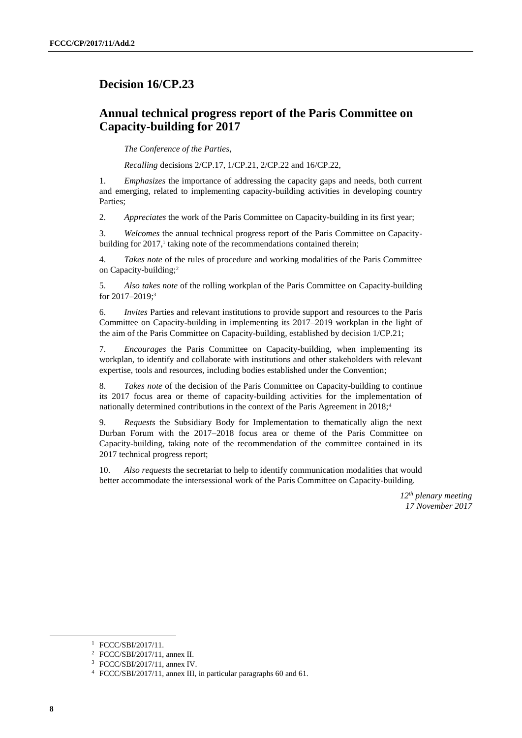## Decision 16/CP.23

## Annual technical progress report of the Paris Committee on Capacity-building for 2017

*The Conference of the Parties*,

*Recalling* decisions 2/CP.17, 1/CP.21, 2/CP.22 and 16/CP.22,

1. *Emphasizes* the importance of addressing the capacity gaps and needs, both current and emerging, related to implementing capacity-building activities in developing country Parties;

2. *Appreciates* the work of the Paris Committee on Capacity-building in its first year;

3. *Welcomes* the annual technical progress report of the Paris Committee on Capacity-building for 2017,[1] taking note of the recommendations contained therein;

4. *Takes note* of the rules of procedure and working modalities of the Paris Committee on Capacity-building;[2]

5. *Also takes note* of the rolling workplan of the Paris Committee on Capacity-building for 2017–2019;[3]

6. *Invites* Parties and relevant institutions to provide support and resources to the Paris Committee on Capacity-building in implementing its 2017–2019 workplan in the light of the aim of the Paris Committee on Capacity-building, established by decision 1/CP.21;

7. *Encourages* the Paris Committee on Capacity-building, when implementing its workplan, to identify and collaborate with institutions and other stakeholders with relevant expertise, tools and resources, including bodies established under the Convention;

8. *Takes note* of the decision of the Paris Committee on Capacity-building to continue its 2017 focus area or theme of capacity-building activities for the implementation of nationally determined contributions in the context of the Paris Agreement in 2018;[4]

9. *Requests* the Subsidiary Body for Implementation to thematically align the next Durban Forum with the 2017–2018 focus area or theme of the Paris Committee on Capacity-building, taking note of the recommendation of the committee contained in its 2017 technical progress report;

10. *Also requests* the secretariat to help to identify communication modalities that would better accommodate the intersessional work of the Paris Committee on Capacity-building.

*12th plenary meeting*
*17 November 2017*

---

[1] FCCC/SBI/2017/11.

[2] FCCC/SBI/2017/11, annex II.

[3] FCCC/SBI/2017/11, annex IV.

[4] FCCC/SBI/2017/11, annex III, in particular paragraphs 60 and 61.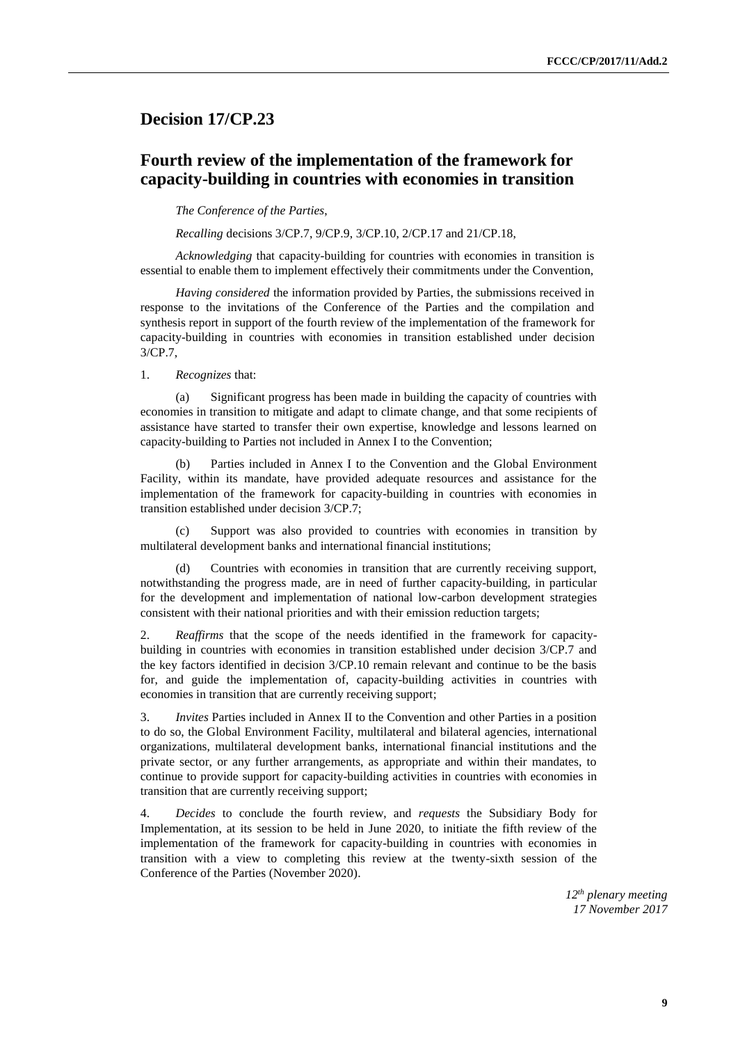## Decision 17/CP.23

## Fourth review of the implementation of the framework for capacity-building in countries with economies in transition

*The Conference of the Parties*,

*Recalling* decisions 3/CP.7, 9/CP.9, 3/CP.10, 2/CP.17 and 21/CP.18,

*Acknowledging* that capacity-building for countries with economies in transition is essential to enable them to implement effectively their commitments under the Convention,

*Having considered* the information provided by Parties, the submissions received in response to the invitations of the Conference of the Parties and the compilation and synthesis report in support of the fourth review of the implementation of the framework for capacity-building in countries with economies in transition established under decision 3/CP.7,

1. *Recognizes* that:

(a) Significant progress has been made in building the capacity of countries with economies in transition to mitigate and adapt to climate change, and that some recipients of assistance have started to transfer their own expertise, knowledge and lessons learned on capacity-building to Parties not included in Annex I to the Convention;

(b) Parties included in Annex I to the Convention and the Global Environment Facility, within its mandate, have provided adequate resources and assistance for the implementation of the framework for capacity-building in countries with economies in transition established under decision 3/CP.7;

(c) Support was also provided to countries with economies in transition by multilateral development banks and international financial institutions;

(d) Countries with economies in transition that are currently receiving support, notwithstanding the progress made, are in need of further capacity-building, in particular for the development and implementation of national low-carbon development strategies consistent with their national priorities and with their emission reduction targets;

2. *Reaffirms* that the scope of the needs identified in the framework for capacity-building in countries with economies in transition established under decision 3/CP.7 and the key factors identified in decision 3/CP.10 remain relevant and continue to be the basis for, and guide the implementation of, capacity-building activities in countries with economies in transition that are currently receiving support;

3. *Invites* Parties included in Annex II to the Convention and other Parties in a position to do so, the Global Environment Facility, multilateral and bilateral agencies, international organizations, multilateral development banks, international financial institutions and the private sector, or any further arrangements, as appropriate and within their mandates, to continue to provide support for capacity-building activities in countries with economies in transition that are currently receiving support;

4. *Decides* to conclude the fourth review, and *requests* the Subsidiary Body for Implementation, at its session to be held in June 2020, to initiate the fifth review of the implementation of the framework for capacity-building in countries with economies in transition with a view to completing this review at the twenty-sixth session of the Conference of the Parties (November 2020).

*12th plenary meeting*
*17 November 2017*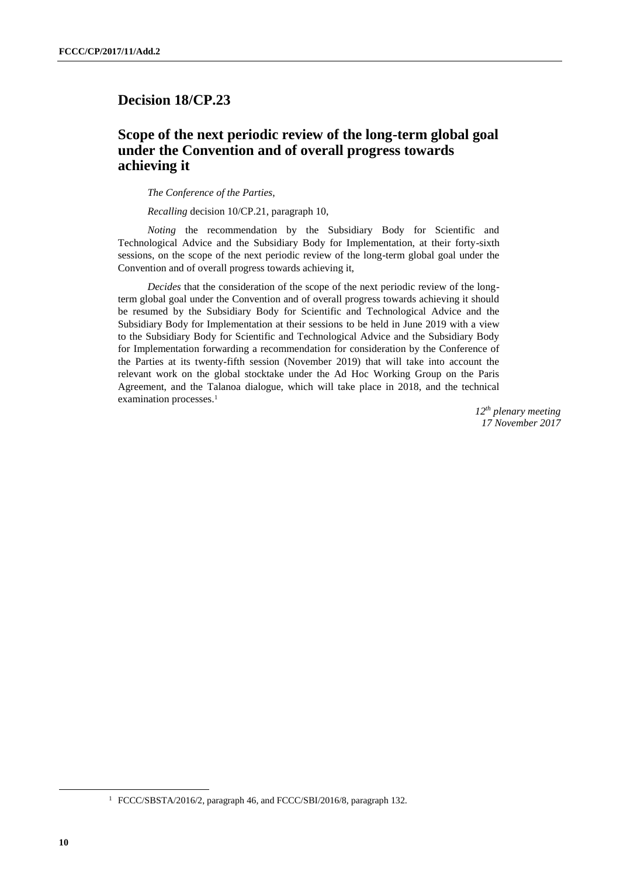## Decision 18/CP.23

## Scope of the next periodic review of the long-term global goal under the Convention and of overall progress towards achieving it

*The Conference of the Parties*,

*Recalling* decision 10/CP.21, paragraph 10,

*Noting* the recommendation by the Subsidiary Body for Scientific and Technological Advice and the Subsidiary Body for Implementation, at their forty-sixth sessions, on the scope of the next periodic review of the long-term global goal under the Convention and of overall progress towards achieving it,

*Decides* that the consideration of the scope of the next periodic review of the long-term global goal under the Convention and of overall progress towards achieving it should be resumed by the Subsidiary Body for Scientific and Technological Advice and the Subsidiary Body for Implementation at their sessions to be held in June 2019 with a view to the Subsidiary Body for Scientific and Technological Advice and the Subsidiary Body for Implementation forwarding a recommendation for consideration by the Conference of the Parties at its twenty-fifth session (November 2019) that will take into account the relevant work on the global stocktake under the Ad Hoc Working Group on the Paris Agreement, and the Talanoa dialogue, which will take place in 2018, and the technical examination processes.[1]

*12th plenary meeting*
*17 November 2017*

[1] FCCC/SBSTA/2016/2, paragraph 46, and FCCC/SBI/2016/8, paragraph 132.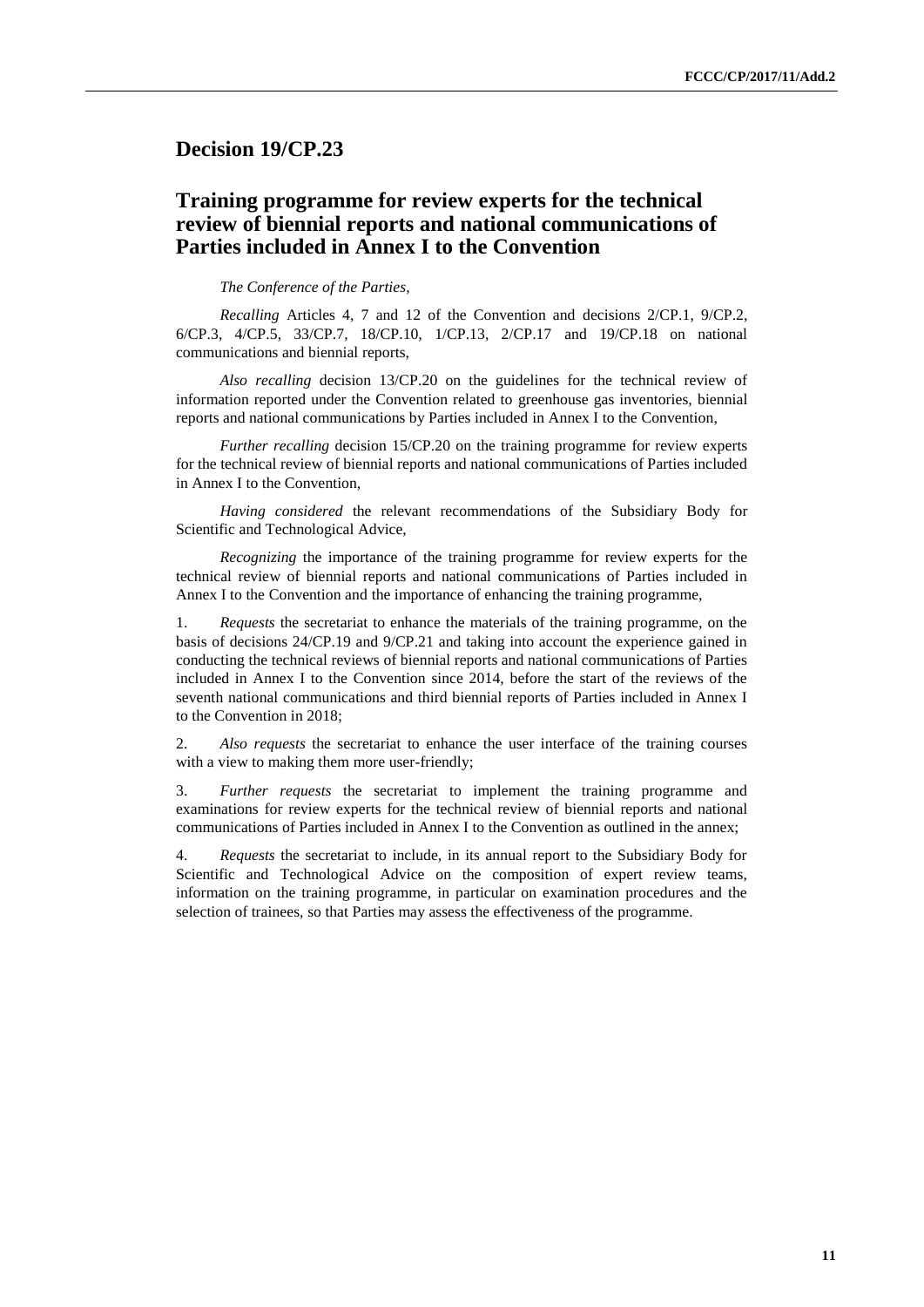## Decision 19/CP.23

## Training programme for review experts for the technical review of biennial reports and national communications of Parties included in Annex I to the Convention

*The Conference of the Parties*,

*Recalling* Articles 4, 7 and 12 of the Convention and decisions 2/CP.1, 9/CP.2, 6/CP.3, 4/CP.5, 33/CP.7, 18/CP.10, 1/CP.13, 2/CP.17 and 19/CP.18 on national communications and biennial reports,

*Also recalling* decision 13/CP.20 on the guidelines for the technical review of information reported under the Convention related to greenhouse gas inventories, biennial reports and national communications by Parties included in Annex I to the Convention,

*Further recalling* decision 15/CP.20 on the training programme for review experts for the technical review of biennial reports and national communications of Parties included in Annex I to the Convention,

*Having considered* the relevant recommendations of the Subsidiary Body for Scientific and Technological Advice,

*Recognizing* the importance of the training programme for review experts for the technical review of biennial reports and national communications of Parties included in Annex I to the Convention and the importance of enhancing the training programme,

1. *Requests* the secretariat to enhance the materials of the training programme, on the basis of decisions 24/CP.19 and 9/CP.21 and taking into account the experience gained in conducting the technical reviews of biennial reports and national communications of Parties included in Annex I to the Convention since 2014, before the start of the reviews of the seventh national communications and third biennial reports of Parties included in Annex I to the Convention in 2018;

2. *Also requests* the secretariat to enhance the user interface of the training courses with a view to making them more user-friendly;

3. *Further requests* the secretariat to implement the training programme and examinations for review experts for the technical review of biennial reports and national communications of Parties included in Annex I to the Convention as outlined in the annex;

4. *Requests* the secretariat to include, in its annual report to the Subsidiary Body for Scientific and Technological Advice on the composition of expert review teams, information on the training programme, in particular on examination procedures and the selection of trainees, so that Parties may assess the effectiveness of the programme.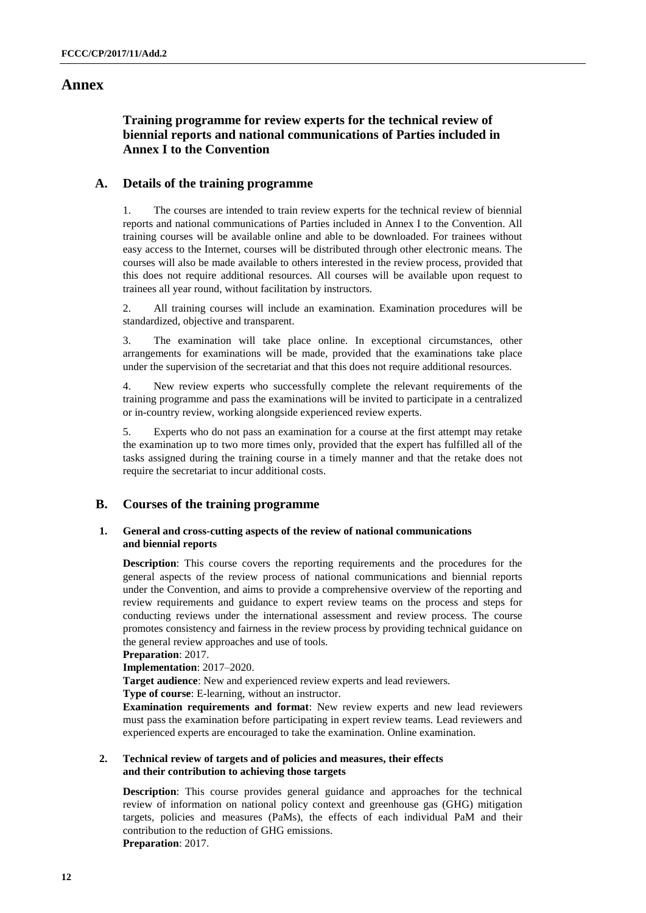# Annex

## Training programme for review experts for the technical review of biennial reports and national communications of Parties included in Annex I to the Convention

## A. Details of the training programme

1. The courses are intended to train review experts for the technical review of biennial reports and national communications of Parties included in Annex I to the Convention. All training courses will be available online and able to be downloaded. For trainees without easy access to the Internet, courses will be distributed through other electronic means. The courses will also be made available to others interested in the review process, provided that this does not require additional resources. All courses will be available upon request to trainees all year round, without facilitation by instructors.

2. All training courses will include an examination. Examination procedures will be standardized, objective and transparent.

3. The examination will take place online. In exceptional circumstances, other arrangements for examinations will be made, provided that the examinations take place under the supervision of the secretariat and that this does not require additional resources.

4. New review experts who successfully complete the relevant requirements of the training programme and pass the examinations will be invited to participate in a centralized or in-country review, working alongside experienced review experts.

5. Experts who do not pass an examination for a course at the first attempt may retake the examination up to two more times only, provided that the expert has fulfilled all of the tasks assigned during the training course in a timely manner and that the retake does not require the secretariat to incur additional costs.

## B. Courses of the training programme

### 1. General and cross-cutting aspects of the review of national communications and biennial reports

**Description**: This course covers the reporting requirements and the procedures for the general aspects of the review process of national communications and biennial reports under the Convention, and aims to provide a comprehensive overview of the reporting and review requirements and guidance to expert review teams on the process and steps for conducting reviews under the international assessment and review process. The course promotes consistency and fairness in the review process by providing technical guidance on the general review approaches and use of tools.

**Preparation**: 2017.

**Implementation**: 2017–2020.

**Target audience**: New and experienced review experts and lead reviewers.

**Type of course**: E-learning, without an instructor.

**Examination requirements and format**: New review experts and new lead reviewers must pass the examination before participating in expert review teams. Lead reviewers and experienced experts are encouraged to take the examination. Online examination.

### 2. Technical review of targets and of policies and measures, their effects and their contribution to achieving those targets

**Description**: This course provides general guidance and approaches for the technical review of information on national policy context and greenhouse gas (GHG) mitigation targets, policies and measures (PaMs), the effects of each individual PaM and their contribution to the reduction of GHG emissions.

**Preparation**: 2017.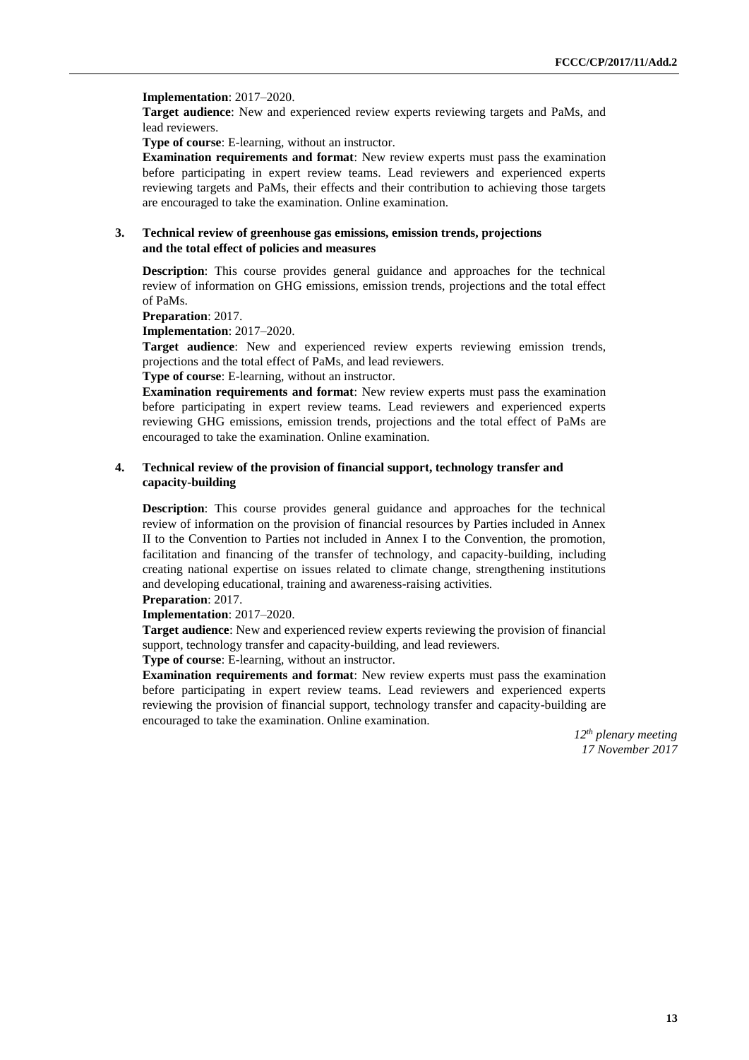**Implementation**: 2017–2020.

**Target audience**: New and experienced review experts reviewing targets and PaMs, and lead reviewers.

**Type of course**: E-learning, without an instructor.

**Examination requirements and format**: New review experts must pass the examination before participating in expert review teams. Lead reviewers and experienced experts reviewing targets and PaMs, their effects and their contribution to achieving those targets are encouraged to take the examination. Online examination.

### 3. Technical review of greenhouse gas emissions, emission trends, projections and the total effect of policies and measures

**Description**: This course provides general guidance and approaches for the technical review of information on GHG emissions, emission trends, projections and the total effect of PaMs.

**Preparation**: 2017.

**Implementation**: 2017–2020.

**Target audience**: New and experienced review experts reviewing emission trends, projections and the total effect of PaMs, and lead reviewers.

**Type of course**: E-learning, without an instructor.

**Examination requirements and format**: New review experts must pass the examination before participating in expert review teams. Lead reviewers and experienced experts reviewing GHG emissions, emission trends, projections and the total effect of PaMs are encouraged to take the examination. Online examination.

### 4. Technical review of the provision of financial support, technology transfer and capacity-building

**Description**: This course provides general guidance and approaches for the technical review of information on the provision of financial resources by Parties included in Annex II to the Convention to Parties not included in Annex I to the Convention, the promotion, facilitation and financing of the transfer of technology, and capacity-building, including creating national expertise on issues related to climate change, strengthening institutions and developing educational, training and awareness-raising activities.

**Preparation**: 2017.

**Implementation**: 2017–2020.

**Target audience**: New and experienced review experts reviewing the provision of financial support, technology transfer and capacity-building, and lead reviewers.

**Type of course**: E-learning, without an instructor.

**Examination requirements and format**: New review experts must pass the examination before participating in expert review teams. Lead reviewers and experienced experts reviewing the provision of financial support, technology transfer and capacity-building are encouraged to take the examination. Online examination.

*12th plenary meeting*
*17 November 2017*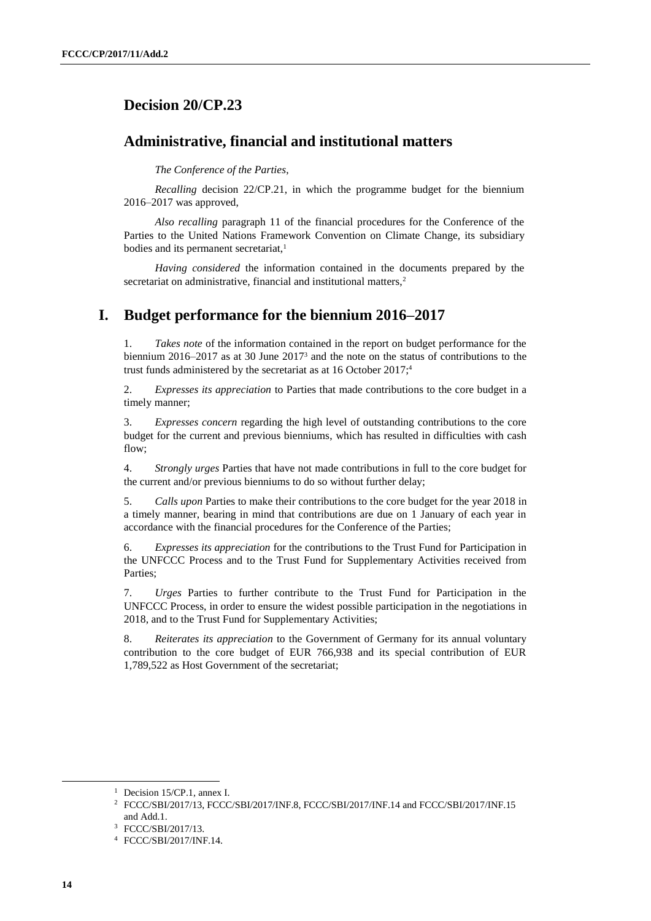## Decision 20/CP.23

## Administrative, financial and institutional matters

*The Conference of the Parties*,

*Recalling* decision 22/CP.21, in which the programme budget for the biennium 2016–2017 was approved,

*Also recalling* paragraph 11 of the financial procedures for the Conference of the Parties to the United Nations Framework Convention on Climate Change, its subsidiary bodies and its permanent secretariat,[1]

*Having considered* the information contained in the documents prepared by the secretariat on administrative, financial and institutional matters,[2]

## I. Budget performance for the biennium 2016–2017

1. *Takes note* of the information contained in the report on budget performance for the biennium 2016–2017 as at 30 June 2017[3] and the note on the status of contributions to the trust funds administered by the secretariat as at 16 October 2017;[4]

2. *Expresses its appreciation* to Parties that made contributions to the core budget in a timely manner;

3. *Expresses concern* regarding the high level of outstanding contributions to the core budget for the current and previous bienniums, which has resulted in difficulties with cash flow;

4. *Strongly urges* Parties that have not made contributions in full to the core budget for the current and/or previous bienniums to do so without further delay;

5. *Calls upon* Parties to make their contributions to the core budget for the year 2018 in a timely manner, bearing in mind that contributions are due on 1 January of each year in accordance with the financial procedures for the Conference of the Parties;

6. *Expresses its appreciation* for the contributions to the Trust Fund for Participation in the UNFCCC Process and to the Trust Fund for Supplementary Activities received from Parties;

7. *Urges* Parties to further contribute to the Trust Fund for Participation in the UNFCCC Process, in order to ensure the widest possible participation in the negotiations in 2018, and to the Trust Fund for Supplementary Activities;

8. *Reiterates its appreciation* to the Government of Germany for its annual voluntary contribution to the core budget of EUR 766,938 and its special contribution of EUR 1,789,522 as Host Government of the secretariat;

---

[1] Decision 15/CP.1, annex I.

[2] FCCC/SBI/2017/13, FCCC/SBI/2017/INF.8, FCCC/SBI/2017/INF.14 and FCCC/SBI/2017/INF.15 and Add.1.

[3] FCCC/SBI/2017/13.

[4] FCCC/SBI/2017/INF.14.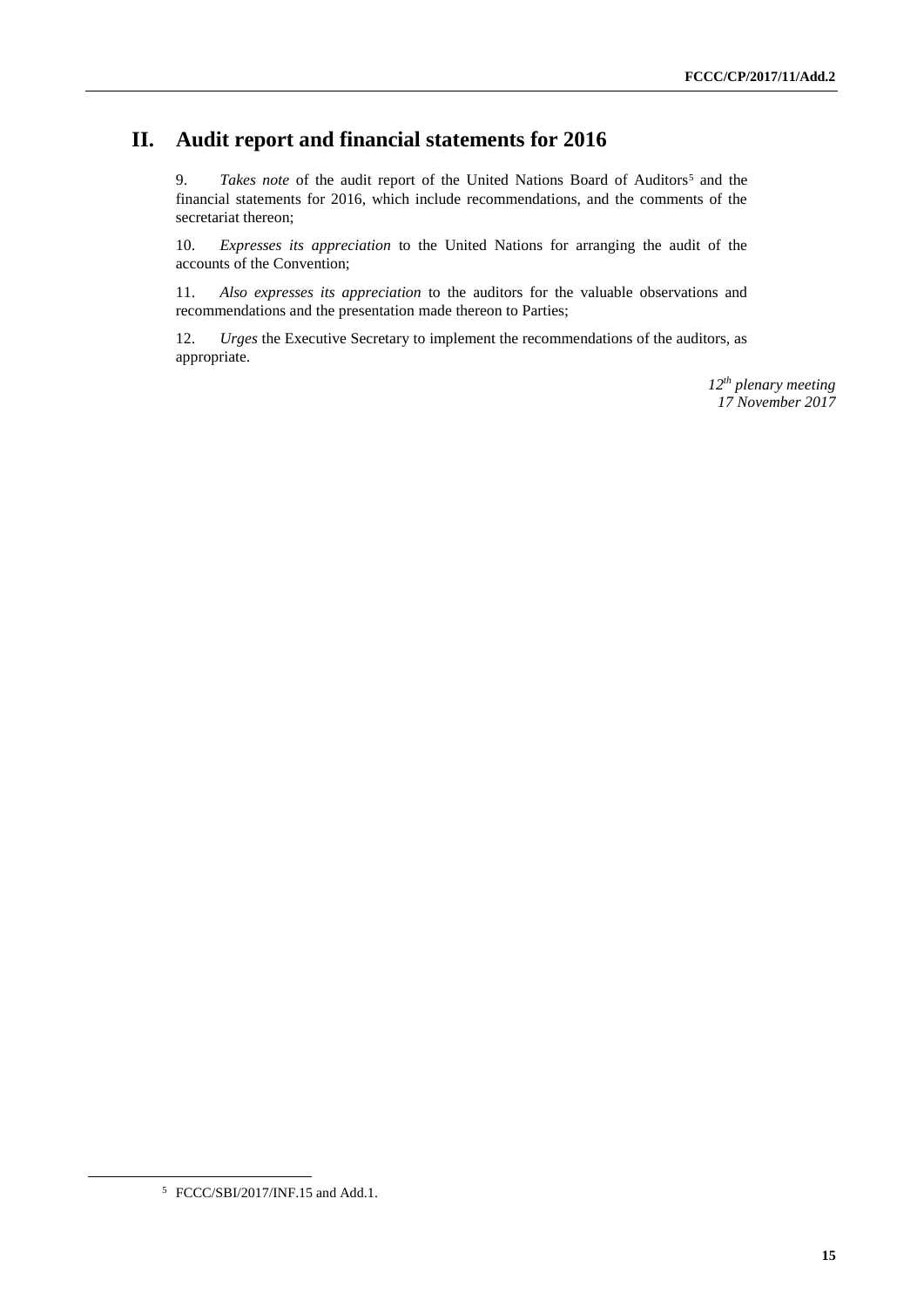# II. Audit report and financial statements for 2016

9. *Takes note* of the audit report of the United Nations Board of Auditors[5] and the financial statements for 2016, which include recommendations, and the comments of the secretariat thereon;

10. *Expresses its appreciation* to the United Nations for arranging the audit of the accounts of the Convention;

11. *Also expresses its appreciation* to the auditors for the valuable observations and recommendations and the presentation made thereon to Parties;

12. *Urges* the Executive Secretary to implement the recommendations of the auditors, as appropriate.

*12th plenary meeting*
*17 November 2017*

[5] FCCC/SBI/2017/INF.15 and Add.1.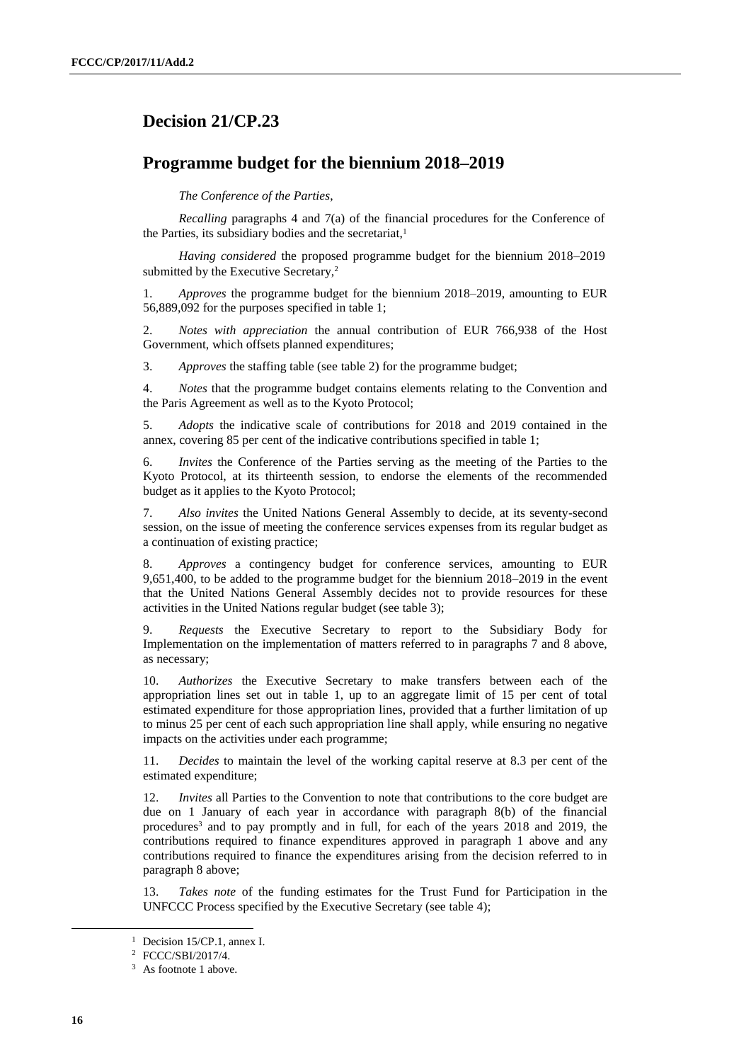## Decision 21/CP.23

## Programme budget for the biennium 2018–2019

*The Conference of the Parties*,

*Recalling* paragraphs 4 and 7(a) of the financial procedures for the Conference of the Parties, its subsidiary bodies and the secretariat,[1]

*Having considered* the proposed programme budget for the biennium 2018–2019 submitted by the Executive Secretary,[2]

1. *Approves* the programme budget for the biennium 2018–2019, amounting to EUR 56,889,092 for the purposes specified in table 1;

2. *Notes with appreciation* the annual contribution of EUR 766,938 of the Host Government, which offsets planned expenditures;

3. *Approves* the staffing table (see table 2) for the programme budget;

4. *Notes* that the programme budget contains elements relating to the Convention and the Paris Agreement as well as to the Kyoto Protocol;

5. *Adopts* the indicative scale of contributions for 2018 and 2019 contained in the annex, covering 85 per cent of the indicative contributions specified in table 1;

6. *Invites* the Conference of the Parties serving as the meeting of the Parties to the Kyoto Protocol, at its thirteenth session, to endorse the elements of the recommended budget as it applies to the Kyoto Protocol;

7. *Also invites* the United Nations General Assembly to decide, at its seventy-second session, on the issue of meeting the conference services expenses from its regular budget as a continuation of existing practice;

8. *Approves* a contingency budget for conference services, amounting to EUR 9,651,400, to be added to the programme budget for the biennium 2018–2019 in the event that the United Nations General Assembly decides not to provide resources for these activities in the United Nations regular budget (see table 3);

9. *Requests* the Executive Secretary to report to the Subsidiary Body for Implementation on the implementation of matters referred to in paragraphs 7 and 8 above, as necessary;

10. *Authorizes* the Executive Secretary to make transfers between each of the appropriation lines set out in table 1, up to an aggregate limit of 15 per cent of total estimated expenditure for those appropriation lines, provided that a further limitation of up to minus 25 per cent of each such appropriation line shall apply, while ensuring no negative impacts on the activities under each programme;

11. *Decides* to maintain the level of the working capital reserve at 8.3 per cent of the estimated expenditure;

12. *Invites* all Parties to the Convention to note that contributions to the core budget are due on 1 January of each year in accordance with paragraph 8(b) of the financial procedures[3] and to pay promptly and in full, for each of the years 2018 and 2019, the contributions required to finance expenditures approved in paragraph 1 above and any contributions required to finance the expenditures arising from the decision referred to in paragraph 8 above;

13. *Takes note* of the funding estimates for the Trust Fund for Participation in the UNFCCC Process specified by the Executive Secretary (see table 4);

[1] Decision 15/CP.1, annex I.

[2] FCCC/SBI/2017/4.

[3] As footnote 1 above.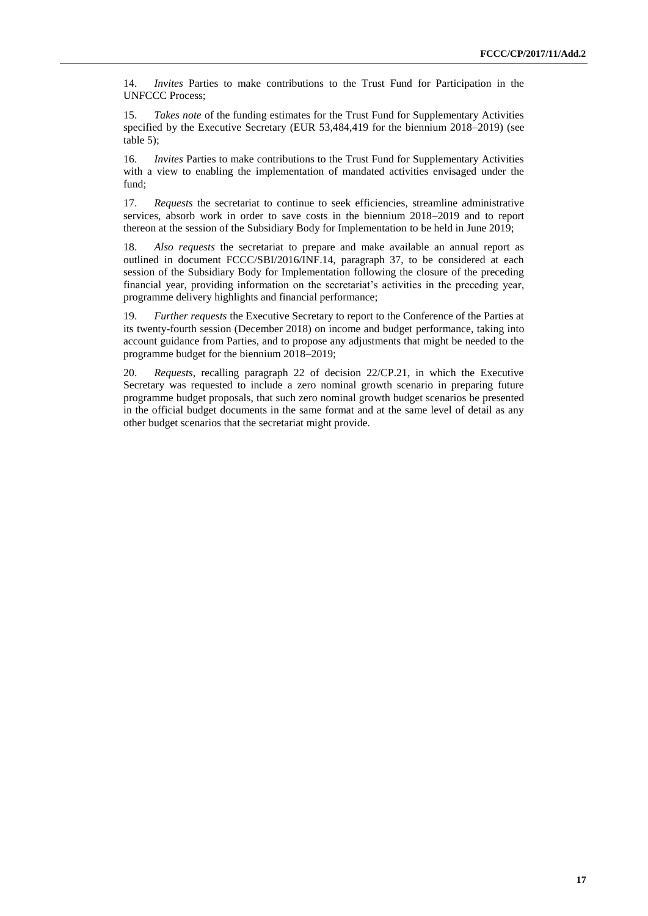14. *Invites* Parties to make contributions to the Trust Fund for Participation in the UNFCCC Process;

15. *Takes note* of the funding estimates for the Trust Fund for Supplementary Activities specified by the Executive Secretary (EUR 53,484,419 for the biennium 2018–2019) (see table 5);

16. *Invites* Parties to make contributions to the Trust Fund for Supplementary Activities with a view to enabling the implementation of mandated activities envisaged under the fund;

17. *Requests* the secretariat to continue to seek efficiencies, streamline administrative services, absorb work in order to save costs in the biennium 2018–2019 and to report thereon at the session of the Subsidiary Body for Implementation to be held in June 2019;

18. *Also requests* the secretariat to prepare and make available an annual report as outlined in document FCCC/SBI/2016/INF.14, paragraph 37, to be considered at each session of the Subsidiary Body for Implementation following the closure of the preceding financial year, providing information on the secretariat's activities in the preceding year, programme delivery highlights and financial performance;

19. *Further requests* the Executive Secretary to report to the Conference of the Parties at its twenty-fourth session (December 2018) on income and budget performance, taking into account guidance from Parties, and to propose any adjustments that might be needed to the programme budget for the biennium 2018–2019;

20. *Requests*, recalling paragraph 22 of decision 22/CP.21, in which the Executive Secretary was requested to include a zero nominal growth scenario in preparing future programme budget proposals, that such zero nominal growth budget scenarios be presented in the official budget documents in the same format and at the same level of detail as any other budget scenarios that the secretariat might provide.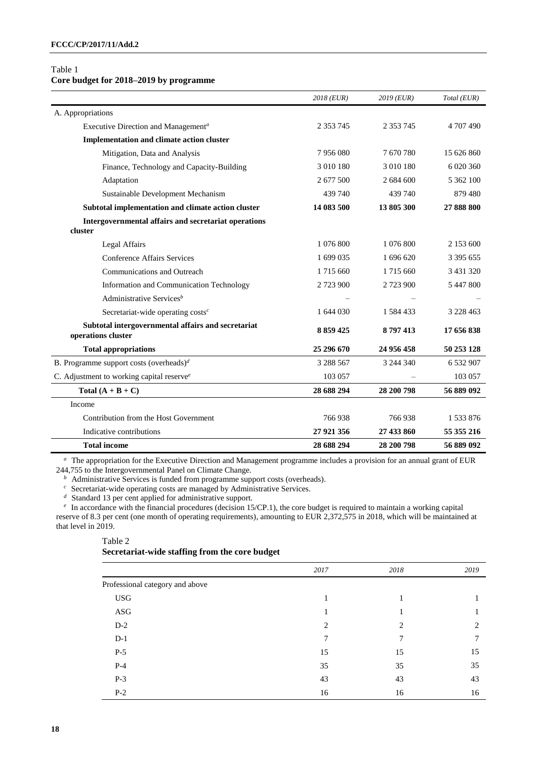Table 1
**Core budget for 2018–2019 by programme**

| | *2018 (EUR)* | *2019 (EUR)* | *Total (EUR)* |
|---|---|---|---|
| A. Appropriations | | | |
| Executive Direction and Management[a] | 2 353 745 | 2 353 745 | 4 707 490 |
| **Implementation and climate action cluster** | | | |
| Mitigation, Data and Analysis | 7 956 080 | 7 670 780 | 15 626 860 |
| Finance, Technology and Capacity-Building | 3 010 180 | 3 010 180 | 6 020 360 |
| Adaptation | 2 677 500 | 2 684 600 | 5 362 100 |
| Sustainable Development Mechanism | 439 740 | 439 740 | 879 480 |
| **Subtotal implementation and climate action cluster** | **14 083 500** | **13 805 300** | **27 888 800** |
| **Intergovernmental affairs and secretariat operations cluster** | | | |
| Legal Affairs | 1 076 800 | 1 076 800 | 2 153 600 |
| Conference Affairs Services | 1 699 035 | 1 696 620 | 3 395 655 |
| Communications and Outreach | 1 715 660 | 1 715 660 | 3 431 320 |
| Information and Communication Technology | 2 723 900 | 2 723 900 | 5 447 800 |
| Administrative Services[b] | – | – | – |
| Secretariat-wide operating costs[c] | 1 644 030 | 1 584 433 | 3 228 463 |
| **Subtotal intergovernmental affairs and secretariat operations cluster** | **8 859 425** | **8 797 413** | **17 656 838** |
| **Total appropriations** | **25 296 670** | **24 956 458** | **50 253 128** |
| B. Programme support costs (overheads)[d] | 3 288 567 | 3 244 340 | 6 532 907 |
| C. Adjustment to working capital reserve[e] | 103 057 | – | 103 057 |
| **Total (A + B + C)** | **28 688 294** | **28 200 798** | **56 889 092** |
| Income | | | |
| Contribution from the Host Government | 766 938 | 766 938 | 1 533 876 |
| Indicative contributions | **27 921 356** | **27 433 860** | **55 355 216** |
| **Total income** | **28 688 294** | **28 200 798** | **56 889 092** |

[a] The appropriation for the Executive Direction and Management programme includes a provision for an annual grant of EUR 244,755 to the Intergovernmental Panel on Climate Change.

[b] Administrative Services is funded from programme support costs (overheads).

[c] Secretariat-wide operating costs are managed by Administrative Services.

[d] Standard 13 per cent applied for administrative support.

[e] In accordance with the financial procedures (decision 15/CP.1), the core budget is required to maintain a working capital reserve of 8.3 per cent (one month of operating requirements), amounting to EUR 2,372,575 in 2018, which will be maintained at that level in 2019.

Table 2
**Secretariat-wide staffing from the core budget**

| | *2017* | *2018* | *2019* |
|---|---|---|---|
| Professional category and above | | | |
| USG | 1 | 1 | 1 |
| ASG | 1 | 1 | 1 |
| D-2 | 2 | 2 | 2 |
| D-1 | 7 | 7 | 7 |
| P-5 | 15 | 15 | 15 |
| P-4 | 35 | 35 | 35 |
| P-3 | 43 | 43 | 43 |
| P-2 | 16 | 16 | 16 |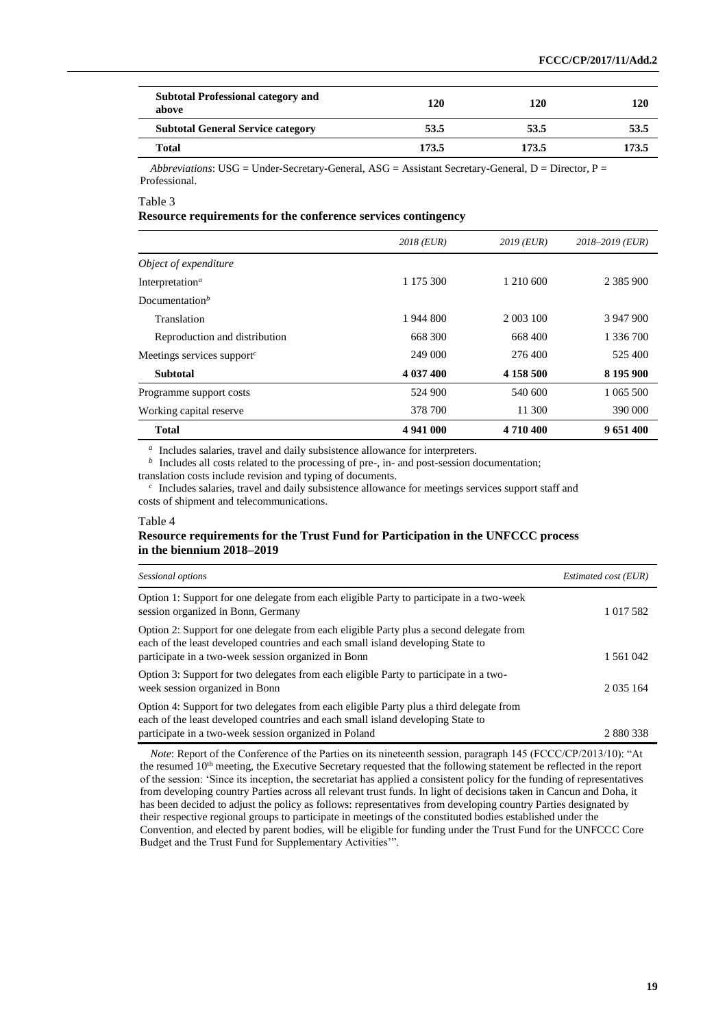| Subtotal Professional category and above | 120 | 120 | 120 |
|---|---|---|---|
| **Subtotal General Service category** | **53.5** | **53.5** | **53.5** |
| **Total** | **173.5** | **173.5** | **173.5** |

*Abbreviations*: USG = Under-Secretary-General, ASG = Assistant Secretary-General, D = Director, P = Professional.

Table 3

**Resource requirements for the conference services contingency**

| | *2018 (EUR)* | *2019 (EUR)* | *2018–2019 (EUR)* |
|---|---|---|---|
| *Object of expenditure* | | | |
| Interpretation[a] | 1 175 300 | 1 210 600 | 2 385 900 |
| Documentation[b] | | | |
| Translation | 1 944 800 | 2 003 100 | 3 947 900 |
| Reproduction and distribution | 668 300 | 668 400 | 1 336 700 |
| Meetings services support[c] | 249 000 | 276 400 | 525 400 |
| **Subtotal** | **4 037 400** | **4 158 500** | **8 195 900** |
| Programme support costs | 524 900 | 540 600 | 1 065 500 |
| Working capital reserve | 378 700 | 11 300 | 390 000 |
| **Total** | **4 941 000** | **4 710 400** | **9 651 400** |

[a] Includes salaries, travel and daily subsistence allowance for interpreters.

[b] Includes all costs related to the processing of pre-, in- and post-session documentation; translation costs include revision and typing of documents.

[c] Includes salaries, travel and daily subsistence allowance for meetings services support staff and costs of shipment and telecommunications.

Table 4

**Resource requirements for the Trust Fund for Participation in the UNFCCC process in the biennium 2018–2019**

| *Sessional options* | *Estimated cost (EUR)* |
|---|---|
| Option 1: Support for one delegate from each eligible Party to participate in a two-week session organized in Bonn, Germany | 1 017 582 |
| Option 2: Support for one delegate from each eligible Party plus a second delegate from each of the least developed countries and each small island developing State to participate in a two-week session organized in Bonn | 1 561 042 |
| Option 3: Support for two delegates from each eligible Party to participate in a two-week session organized in Bonn | 2 035 164 |
| Option 4: Support for two delegates from each eligible Party plus a third delegate from each of the least developed countries and each small island developing State to participate in a two-week session organized in Poland | 2 880 338 |

*Note*: Report of the Conference of the Parties on its nineteenth session, paragraph 145 (FCCC/CP/2013/10): "At the resumed 10th meeting, the Executive Secretary requested that the following statement be reflected in the report of the session: 'Since its inception, the secretariat has applied a consistent policy for the funding of representatives from developing country Parties across all relevant trust funds. In light of decisions taken in Cancun and Doha, it has been decided to adjust the policy as follows: representatives from developing country Parties designated by their respective regional groups to participate in meetings of the constituted bodies established under the Convention, and elected by parent bodies, will be eligible for funding under the Trust Fund for the UNFCCC Core Budget and the Trust Fund for Supplementary Activities'".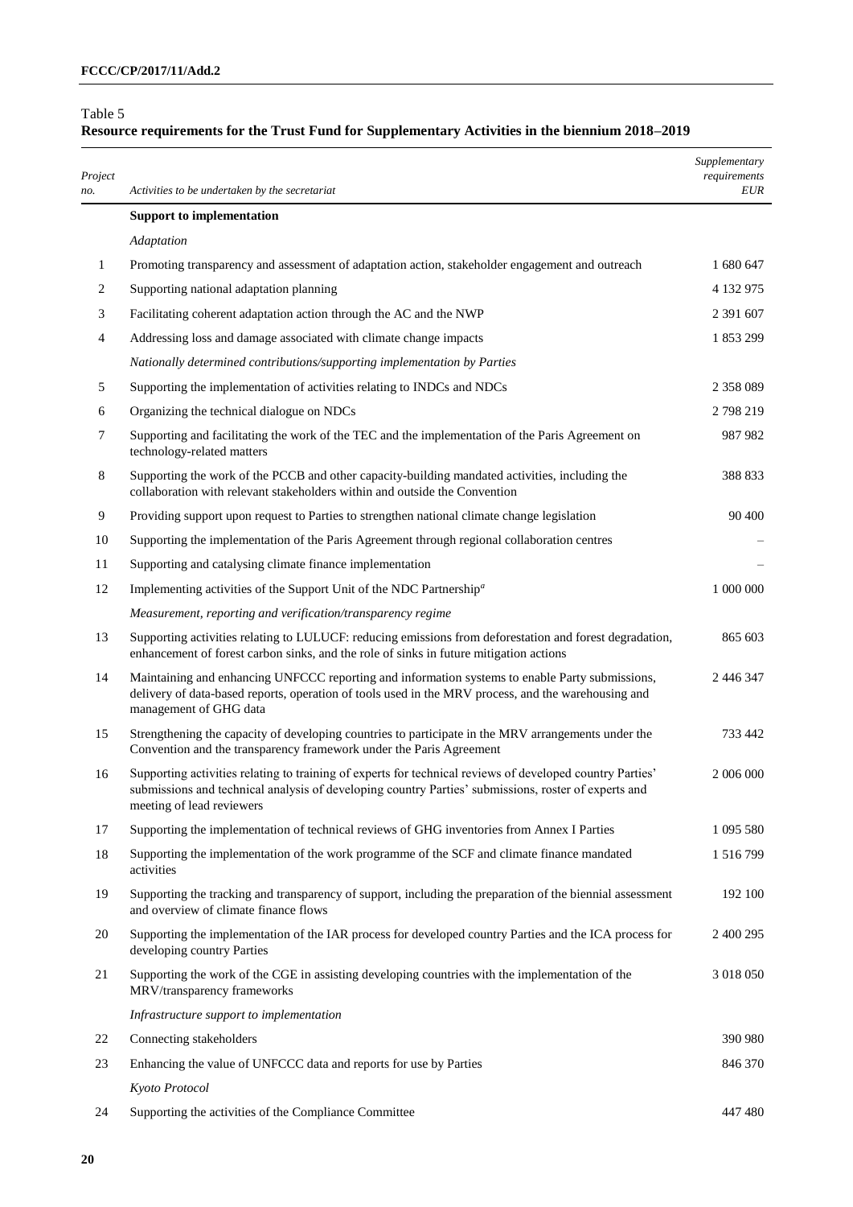Table 5

**Resource requirements for the Trust Fund for Supplementary Activities in the biennium 2018–2019**

| *Project no.* | *Activities to be undertaken by the secretariat* | *Supplementary requirements EUR* |
|---|---|---|
| | **Support to implementation** | |
| | *Adaptation* | |
| 1 | Promoting transparency and assessment of adaptation action, stakeholder engagement and outreach | 1 680 647 |
| 2 | Supporting national adaptation planning | 4 132 975 |
| 3 | Facilitating coherent adaptation action through the AC and the NWP | 2 391 607 |
| 4 | Addressing loss and damage associated with climate change impacts | 1 853 299 |
| | *Nationally determined contributions/supporting implementation by Parties* | |
| 5 | Supporting the implementation of activities relating to INDCs and NDCs | 2 358 089 |
| 6 | Organizing the technical dialogue on NDCs | 2 798 219 |
| 7 | Supporting and facilitating the work of the TEC and the implementation of the Paris Agreement on technology-related matters | 987 982 |
| 8 | Supporting the work of the PCCB and other capacity-building mandated activities, including the collaboration with relevant stakeholders within and outside the Convention | 388 833 |
| 9 | Providing support upon request to Parties to strengthen national climate change legislation | 90 400 |
| 10 | Supporting the implementation of the Paris Agreement through regional collaboration centres | – |
| 11 | Supporting and catalysing climate finance implementation | – |
| 12 | Implementing activities of the Support Unit of the NDC Partnership[a] | 1 000 000 |
| | *Measurement, reporting and verification/transparency regime* | |
| 13 | Supporting activities relating to LULUCF: reducing emissions from deforestation and forest degradation, enhancement of forest carbon sinks, and the role of sinks in future mitigation actions | 865 603 |
| 14 | Maintaining and enhancing UNFCCC reporting and information systems to enable Party submissions, delivery of data-based reports, operation of tools used in the MRV process, and the warehousing and management of GHG data | 2 446 347 |
| 15 | Strengthening the capacity of developing countries to participate in the MRV arrangements under the Convention and the transparency framework under the Paris Agreement | 733 442 |
| 16 | Supporting activities relating to training of experts for technical reviews of developed country Parties' submissions and technical analysis of developing country Parties' submissions, roster of experts and meeting of lead reviewers | 2 006 000 |
| 17 | Supporting the implementation of technical reviews of GHG inventories from Annex I Parties | 1 095 580 |
| 18 | Supporting the implementation of the work programme of the SCF and climate finance mandated activities | 1 516 799 |
| 19 | Supporting the tracking and transparency of support, including the preparation of the biennial assessment and overview of climate finance flows | 192 100 |
| 20 | Supporting the implementation of the IAR process for developed country Parties and the ICA process for developing country Parties | 2 400 295 |
| 21 | Supporting the work of the CGE in assisting developing countries with the implementation of the MRV/transparency frameworks | 3 018 050 |
| | *Infrastructure support to implementation* | |
| 22 | Connecting stakeholders | 390 980 |
| 23 | Enhancing the value of UNFCCC data and reports for use by Parties | 846 370 |
| | *Kyoto Protocol* | |
| 24 | Supporting the activities of the Compliance Committee | 447 480 |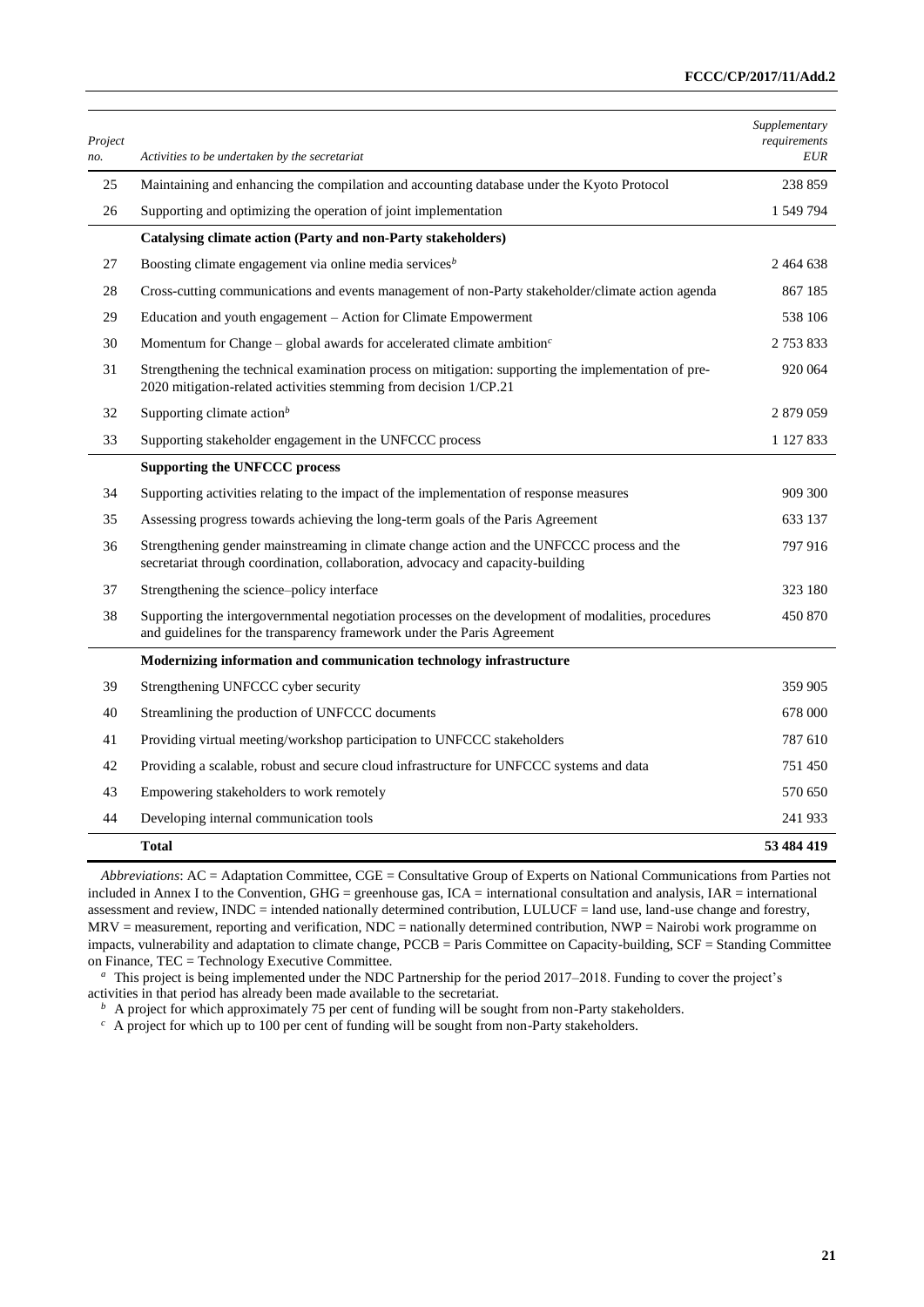| Project no. | Activities to be undertaken by the secretariat | Supplementary requirements EUR |
|---|---|---|
| 25 | Maintaining and enhancing the compilation and accounting database under the Kyoto Protocol | 238 859 |
| 26 | Supporting and optimizing the operation of joint implementation | 1 549 794 |
| | **Catalysing climate action (Party and non-Party stakeholders)** | |
| 27 | Boosting climate engagement via online media services[b] | 2 464 638 |
| 28 | Cross-cutting communications and events management of non-Party stakeholder/climate action agenda | 867 185 |
| 29 | Education and youth engagement – Action for Climate Empowerment | 538 106 |
| 30 | Momentum for Change – global awards for accelerated climate ambition[c] | 2 753 833 |
| 31 | Strengthening the technical examination process on mitigation: supporting the implementation of pre-2020 mitigation-related activities stemming from decision 1/CP.21 | 920 064 |
| 32 | Supporting climate action[b] | 2 879 059 |
| 33 | Supporting stakeholder engagement in the UNFCCC process | 1 127 833 |
| | **Supporting the UNFCCC process** | |
| 34 | Supporting activities relating to the impact of the implementation of response measures | 909 300 |
| 35 | Assessing progress towards achieving the long-term goals of the Paris Agreement | 633 137 |
| 36 | Strengthening gender mainstreaming in climate change action and the UNFCCC process and the secretariat through coordination, collaboration, advocacy and capacity-building | 797 916 |
| 37 | Strengthening the science–policy interface | 323 180 |
| 38 | Supporting the intergovernmental negotiation processes on the development of modalities, procedures and guidelines for the transparency framework under the Paris Agreement | 450 870 |
| | **Modernizing information and communication technology infrastructure** | |
| 39 | Strengthening UNFCCC cyber security | 359 905 |
| 40 | Streamlining the production of UNFCCC documents | 678 000 |
| 41 | Providing virtual meeting/workshop participation to UNFCCC stakeholders | 787 610 |
| 42 | Providing a scalable, robust and secure cloud infrastructure for UNFCCC systems and data | 751 450 |
| 43 | Empowering stakeholders to work remotely | 570 650 |
| 44 | Developing internal communication tools | 241 933 |
| | **Total** | **53 484 419** |

*Abbreviations*: AC = Adaptation Committee, CGE = Consultative Group of Experts on National Communications from Parties not included in Annex I to the Convention, GHG = greenhouse gas, ICA = international consultation and analysis, IAR = international assessment and review, INDC = intended nationally determined contribution, LULUCF = land use, land-use change and forestry, MRV = measurement, reporting and verification, NDC = nationally determined contribution, NWP = Nairobi work programme on impacts, vulnerability and adaptation to climate change, PCCB = Paris Committee on Capacity-building, SCF = Standing Committee on Finance, TEC = Technology Executive Committee.

[a] This project is being implemented under the NDC Partnership for the period 2017–2018. Funding to cover the project's activities in that period has already been made available to the secretariat.

[b] A project for which approximately 75 per cent of funding will be sought from non-Party stakeholders.

[c] A project for which up to 100 per cent of funding will be sought from non-Party stakeholders.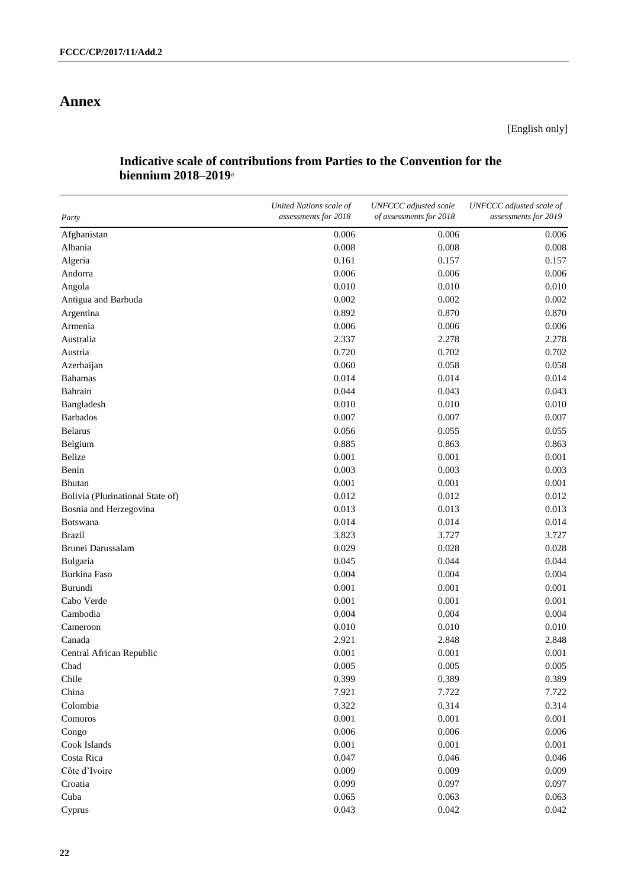# Annex

[English only]

## Indicative scale of contributions from Parties to the Convention for the biennium 2018–2019[a]

| Party | *United Nations scale of assessments for 2018* | *UNFCCC adjusted scale of assessments for 2018* | *UNFCCC adjusted scale of assessments for 2019* |
|---|---|---|---|
| Afghanistan | 0.006 | 0.006 | 0.006 |
| Albania | 0.008 | 0.008 | 0.008 |
| Algeria | 0.161 | 0.157 | 0.157 |
| Andorra | 0.006 | 0.006 | 0.006 |
| Angola | 0.010 | 0.010 | 0.010 |
| Antigua and Barbuda | 0.002 | 0.002 | 0.002 |
| Argentina | 0.892 | 0.870 | 0.870 |
| Armenia | 0.006 | 0.006 | 0.006 |
| Australia | 2.337 | 2.278 | 2.278 |
| Austria | 0.720 | 0.702 | 0.702 |
| Azerbaijan | 0.060 | 0.058 | 0.058 |
| Bahamas | 0.014 | 0.014 | 0.014 |
| Bahrain | 0.044 | 0.043 | 0.043 |
| Bangladesh | 0.010 | 0.010 | 0.010 |
| Barbados | 0.007 | 0.007 | 0.007 |
| Belarus | 0.056 | 0.055 | 0.055 |
| Belgium | 0.885 | 0.863 | 0.863 |
| Belize | 0.001 | 0.001 | 0.001 |
| Benin | 0.003 | 0.003 | 0.003 |
| Bhutan | 0.001 | 0.001 | 0.001 |
| Bolivia (Plurinational State of) | 0.012 | 0.012 | 0.012 |
| Bosnia and Herzegovina | 0.013 | 0.013 | 0.013 |
| Botswana | 0.014 | 0.014 | 0.014 |
| Brazil | 3.823 | 3.727 | 3.727 |
| Brunei Darussalam | 0.029 | 0.028 | 0.028 |
| Bulgaria | 0.045 | 0.044 | 0.044 |
| Burkina Faso | 0.004 | 0.004 | 0.004 |
| Burundi | 0.001 | 0.001 | 0.001 |
| Cabo Verde | 0.001 | 0.001 | 0.001 |
| Cambodia | 0.004 | 0.004 | 0.004 |
| Cameroon | 0.010 | 0.010 | 0.010 |
| Canada | 2.921 | 2.848 | 2.848 |
| Central African Republic | 0.001 | 0.001 | 0.001 |
| Chad | 0.005 | 0.005 | 0.005 |
| Chile | 0.399 | 0.389 | 0.389 |
| China | 7.921 | 7.722 | 7.722 |
| Colombia | 0.322 | 0.314 | 0.314 |
| Comoros | 0.001 | 0.001 | 0.001 |
| Congo | 0.006 | 0.006 | 0.006 |
| Cook Islands | 0.001 | 0.001 | 0.001 |
| Costa Rica | 0.047 | 0.046 | 0.046 |
| Côte d'Ivoire | 0.009 | 0.009 | 0.009 |
| Croatia | 0.099 | 0.097 | 0.097 |
| Cuba | 0.065 | 0.063 | 0.063 |
| Cyprus | 0.043 | 0.042 | 0.042 |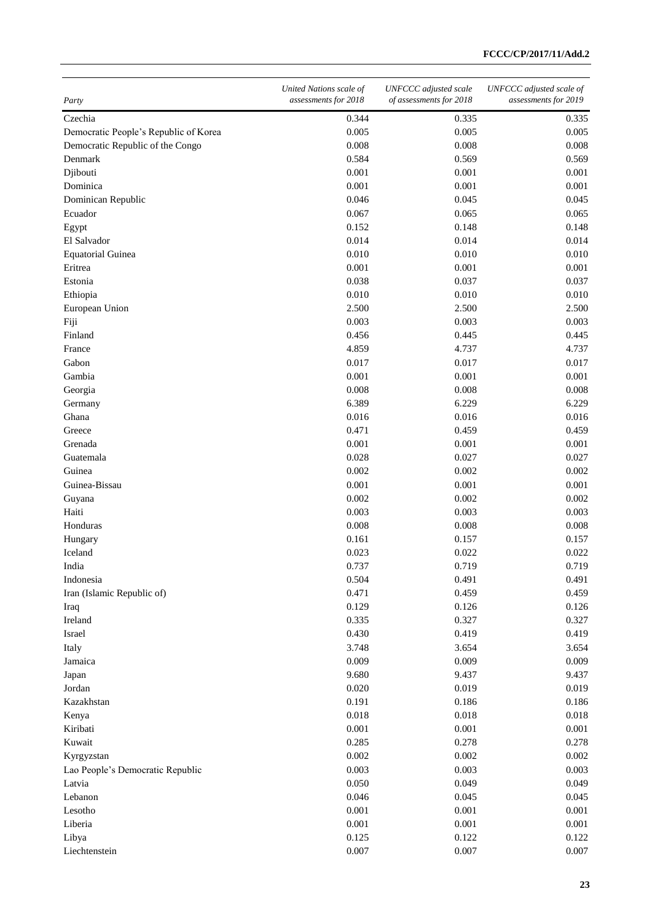| *Party* | *United Nations scale of assessments for 2018* | *UNFCCC adjusted scale of assessments for 2018* | *UNFCCC adjusted scale of assessments for 2019* |
|---|---|---|---|
| Czechia | 0.344 | 0.335 | 0.335 |
| Democratic People's Republic of Korea | 0.005 | 0.005 | 0.005 |
| Democratic Republic of the Congo | 0.008 | 0.008 | 0.008 |
| Denmark | 0.584 | 0.569 | 0.569 |
| Djibouti | 0.001 | 0.001 | 0.001 |
| Dominica | 0.001 | 0.001 | 0.001 |
| Dominican Republic | 0.046 | 0.045 | 0.045 |
| Ecuador | 0.067 | 0.065 | 0.065 |
| Egypt | 0.152 | 0.148 | 0.148 |
| El Salvador | 0.014 | 0.014 | 0.014 |
| Equatorial Guinea | 0.010 | 0.010 | 0.010 |
| Eritrea | 0.001 | 0.001 | 0.001 |
| Estonia | 0.038 | 0.037 | 0.037 |
| Ethiopia | 0.010 | 0.010 | 0.010 |
| European Union | 2.500 | 2.500 | 2.500 |
| Fiji | 0.003 | 0.003 | 0.003 |
| Finland | 0.456 | 0.445 | 0.445 |
| France | 4.859 | 4.737 | 4.737 |
| Gabon | 0.017 | 0.017 | 0.017 |
| Gambia | 0.001 | 0.001 | 0.001 |
| Georgia | 0.008 | 0.008 | 0.008 |
| Germany | 6.389 | 6.229 | 6.229 |
| Ghana | 0.016 | 0.016 | 0.016 |
| Greece | 0.471 | 0.459 | 0.459 |
| Grenada | 0.001 | 0.001 | 0.001 |
| Guatemala | 0.028 | 0.027 | 0.027 |
| Guinea | 0.002 | 0.002 | 0.002 |
| Guinea-Bissau | 0.001 | 0.001 | 0.001 |
| Guyana | 0.002 | 0.002 | 0.002 |
| Haiti | 0.003 | 0.003 | 0.003 |
| Honduras | 0.008 | 0.008 | 0.008 |
| Hungary | 0.161 | 0.157 | 0.157 |
| Iceland | 0.023 | 0.022 | 0.022 |
| India | 0.737 | 0.719 | 0.719 |
| Indonesia | 0.504 | 0.491 | 0.491 |
| Iran (Islamic Republic of) | 0.471 | 0.459 | 0.459 |
| Iraq | 0.129 | 0.126 | 0.126 |
| Ireland | 0.335 | 0.327 | 0.327 |
| Israel | 0.430 | 0.419 | 0.419 |
| Italy | 3.748 | 3.654 | 3.654 |
| Jamaica | 0.009 | 0.009 | 0.009 |
| Japan | 9.680 | 9.437 | 9.437 |
| Jordan | 0.020 | 0.019 | 0.019 |
| Kazakhstan | 0.191 | 0.186 | 0.186 |
| Kenya | 0.018 | 0.018 | 0.018 |
| Kiribati | 0.001 | 0.001 | 0.001 |
| Kuwait | 0.285 | 0.278 | 0.278 |
| Kyrgyzstan | 0.002 | 0.002 | 0.002 |
| Lao People's Democratic Republic | 0.003 | 0.003 | 0.003 |
| Latvia | 0.050 | 0.049 | 0.049 |
| Lebanon | 0.046 | 0.045 | 0.045 |
| Lesotho | 0.001 | 0.001 | 0.001 |
| Liberia | 0.001 | 0.001 | 0.001 |
| Libya | 0.125 | 0.122 | 0.122 |
| Liechtenstein | 0.007 | 0.007 | 0.007 |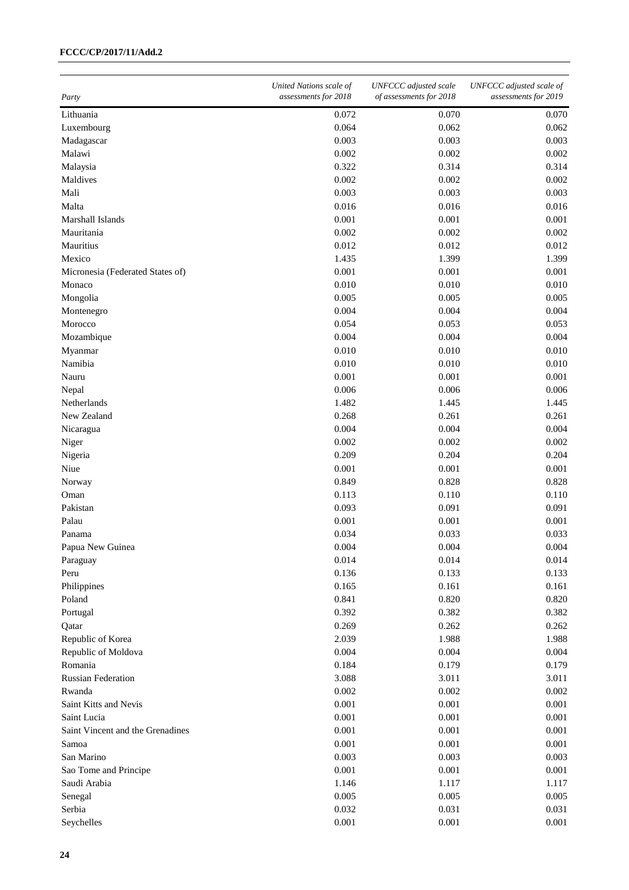| Party | United Nations scale of assessments for 2018 | UNFCCC adjusted scale of assessments for 2018 | UNFCCC adjusted scale of assessments for 2019 |
|---|---|---|---|
| Lithuania | 0.072 | 0.070 | 0.070 |
| Luxembourg | 0.064 | 0.062 | 0.062 |
| Madagascar | 0.003 | 0.003 | 0.003 |
| Malawi | 0.002 | 0.002 | 0.002 |
| Malaysia | 0.322 | 0.314 | 0.314 |
| Maldives | 0.002 | 0.002 | 0.002 |
| Mali | 0.003 | 0.003 | 0.003 |
| Malta | 0.016 | 0.016 | 0.016 |
| Marshall Islands | 0.001 | 0.001 | 0.001 |
| Mauritania | 0.002 | 0.002 | 0.002 |
| Mauritius | 0.012 | 0.012 | 0.012 |
| Mexico | 1.435 | 1.399 | 1.399 |
| Micronesia (Federated States of) | 0.001 | 0.001 | 0.001 |
| Monaco | 0.010 | 0.010 | 0.010 |
| Mongolia | 0.005 | 0.005 | 0.005 |
| Montenegro | 0.004 | 0.004 | 0.004 |
| Morocco | 0.054 | 0.053 | 0.053 |
| Mozambique | 0.004 | 0.004 | 0.004 |
| Myanmar | 0.010 | 0.010 | 0.010 |
| Namibia | 0.010 | 0.010 | 0.010 |
| Nauru | 0.001 | 0.001 | 0.001 |
| Nepal | 0.006 | 0.006 | 0.006 |
| Netherlands | 1.482 | 1.445 | 1.445 |
| New Zealand | 0.268 | 0.261 | 0.261 |
| Nicaragua | 0.004 | 0.004 | 0.004 |
| Niger | 0.002 | 0.002 | 0.002 |
| Nigeria | 0.209 | 0.204 | 0.204 |
| Niue | 0.001 | 0.001 | 0.001 |
| Norway | 0.849 | 0.828 | 0.828 |
| Oman | 0.113 | 0.110 | 0.110 |
| Pakistan | 0.093 | 0.091 | 0.091 |
| Palau | 0.001 | 0.001 | 0.001 |
| Panama | 0.034 | 0.033 | 0.033 |
| Papua New Guinea | 0.004 | 0.004 | 0.004 |
| Paraguay | 0.014 | 0.014 | 0.014 |
| Peru | 0.136 | 0.133 | 0.133 |
| Philippines | 0.165 | 0.161 | 0.161 |
| Poland | 0.841 | 0.820 | 0.820 |
| Portugal | 0.392 | 0.382 | 0.382 |
| Qatar | 0.269 | 0.262 | 0.262 |
| Republic of Korea | 2.039 | 1.988 | 1.988 |
| Republic of Moldova | 0.004 | 0.004 | 0.004 |
| Romania | 0.184 | 0.179 | 0.179 |
| Russian Federation | 3.088 | 3.011 | 3.011 |
| Rwanda | 0.002 | 0.002 | 0.002 |
| Saint Kitts and Nevis | 0.001 | 0.001 | 0.001 |
| Saint Lucia | 0.001 | 0.001 | 0.001 |
| Saint Vincent and the Grenadines | 0.001 | 0.001 | 0.001 |
| Samoa | 0.001 | 0.001 | 0.001 |
| San Marino | 0.003 | 0.003 | 0.003 |
| Sao Tome and Principe | 0.001 | 0.001 | 0.001 |
| Saudi Arabia | 1.146 | 1.117 | 1.117 |
| Senegal | 0.005 | 0.005 | 0.005 |
| Serbia | 0.032 | 0.031 | 0.031 |
| Seychelles | 0.001 | 0.001 | 0.001 |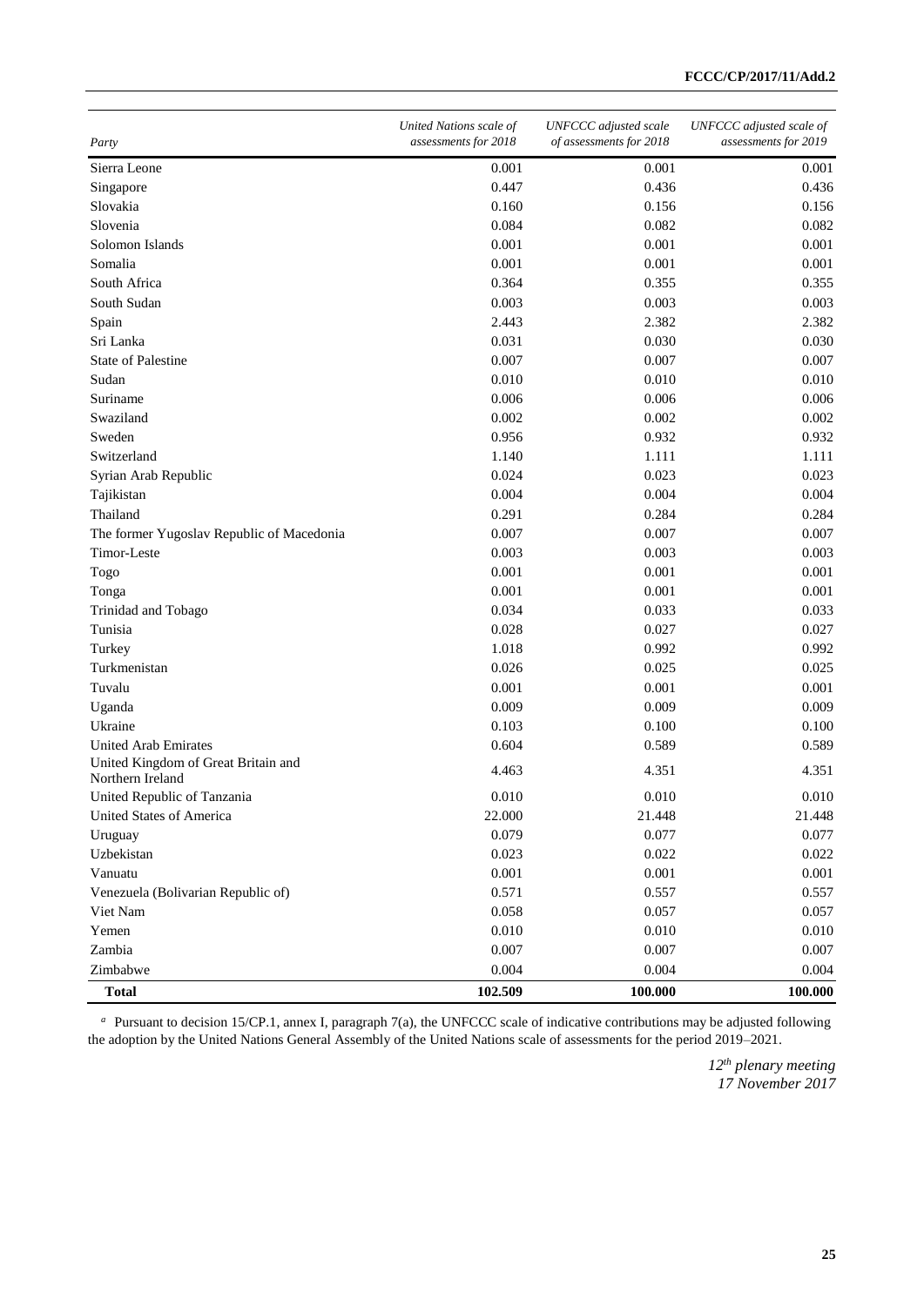| Party | United Nations scale of assessments for 2018 | UNFCCC adjusted scale of assessments for 2018 | UNFCCC adjusted scale of assessments for 2019 |
|---|---|---|---|
| Sierra Leone | 0.001 | 0.001 | 0.001 |
| Singapore | 0.447 | 0.436 | 0.436 |
| Slovakia | 0.160 | 0.156 | 0.156 |
| Slovenia | 0.084 | 0.082 | 0.082 |
| Solomon Islands | 0.001 | 0.001 | 0.001 |
| Somalia | 0.001 | 0.001 | 0.001 |
| South Africa | 0.364 | 0.355 | 0.355 |
| South Sudan | 0.003 | 0.003 | 0.003 |
| Spain | 2.443 | 2.382 | 2.382 |
| Sri Lanka | 0.031 | 0.030 | 0.030 |
| State of Palestine | 0.007 | 0.007 | 0.007 |
| Sudan | 0.010 | 0.010 | 0.010 |
| Suriname | 0.006 | 0.006 | 0.006 |
| Swaziland | 0.002 | 0.002 | 0.002 |
| Sweden | 0.956 | 0.932 | 0.932 |
| Switzerland | 1.140 | 1.111 | 1.111 |
| Syrian Arab Republic | 0.024 | 0.023 | 0.023 |
| Tajikistan | 0.004 | 0.004 | 0.004 |
| Thailand | 0.291 | 0.284 | 0.284 |
| The former Yugoslav Republic of Macedonia | 0.007 | 0.007 | 0.007 |
| Timor-Leste | 0.003 | 0.003 | 0.003 |
| Togo | 0.001 | 0.001 | 0.001 |
| Tonga | 0.001 | 0.001 | 0.001 |
| Trinidad and Tobago | 0.034 | 0.033 | 0.033 |
| Tunisia | 0.028 | 0.027 | 0.027 |
| Turkey | 1.018 | 0.992 | 0.992 |
| Turkmenistan | 0.026 | 0.025 | 0.025 |
| Tuvalu | 0.001 | 0.001 | 0.001 |
| Uganda | 0.009 | 0.009 | 0.009 |
| Ukraine | 0.103 | 0.100 | 0.100 |
| United Arab Emirates | 0.604 | 0.589 | 0.589 |
| United Kingdom of Great Britain and Northern Ireland | 4.463 | 4.351 | 4.351 |
| United Republic of Tanzania | 0.010 | 0.010 | 0.010 |
| United States of America | 22.000 | 21.448 | 21.448 |
| Uruguay | 0.079 | 0.077 | 0.077 |
| Uzbekistan | 0.023 | 0.022 | 0.022 |
| Vanuatu | 0.001 | 0.001 | 0.001 |
| Venezuela (Bolivarian Republic of) | 0.571 | 0.557 | 0.557 |
| Viet Nam | 0.058 | 0.057 | 0.057 |
| Yemen | 0.010 | 0.010 | 0.010 |
| Zambia | 0.007 | 0.007 | 0.007 |
| Zimbabwe | 0.004 | 0.004 | 0.004 |
| **Total** | **102.509** | **100.000** | **100.000** |

[a] Pursuant to decision 15/CP.1, annex I, paragraph 7(a), the UNFCCC scale of indicative contributions may be adjusted following the adoption by the United Nations General Assembly of the United Nations scale of assessments for the period 2019–2021.

*12th plenary meeting*
*17 November 2017*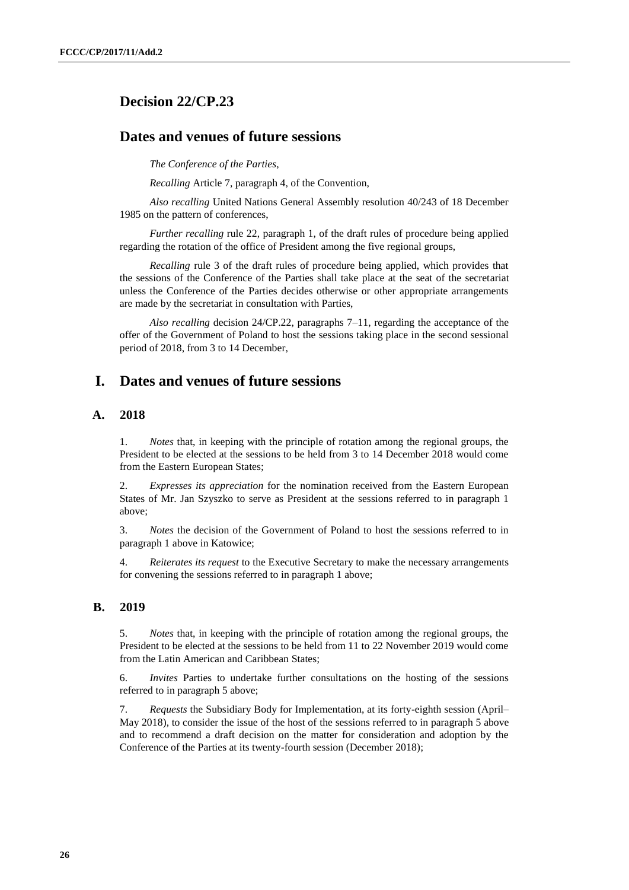# Decision 22/CP.23

## Dates and venues of future sessions

*The Conference of the Parties*,

*Recalling* Article 7, paragraph 4, of the Convention,

*Also recalling* United Nations General Assembly resolution 40/243 of 18 December 1985 on the pattern of conferences,

*Further recalling* rule 22, paragraph 1, of the draft rules of procedure being applied regarding the rotation of the office of President among the five regional groups,

*Recalling* rule 3 of the draft rules of procedure being applied, which provides that the sessions of the Conference of the Parties shall take place at the seat of the secretariat unless the Conference of the Parties decides otherwise or other appropriate arrangements are made by the secretariat in consultation with Parties,

*Also recalling* decision 24/CP.22, paragraphs 7–11, regarding the acceptance of the offer of the Government of Poland to host the sessions taking place in the second sessional period of 2018, from 3 to 14 December,

## I. Dates and venues of future sessions

### A. 2018

1. *Notes* that, in keeping with the principle of rotation among the regional groups, the President to be elected at the sessions to be held from 3 to 14 December 2018 would come from the Eastern European States;

2. *Expresses its appreciation* for the nomination received from the Eastern European States of Mr. Jan Szyszko to serve as President at the sessions referred to in paragraph 1 above;

3. *Notes* the decision of the Government of Poland to host the sessions referred to in paragraph 1 above in Katowice;

4. *Reiterates its request* to the Executive Secretary to make the necessary arrangements for convening the sessions referred to in paragraph 1 above;

### B. 2019

5. *Notes* that, in keeping with the principle of rotation among the regional groups, the President to be elected at the sessions to be held from 11 to 22 November 2019 would come from the Latin American and Caribbean States;

6. *Invites* Parties to undertake further consultations on the hosting of the sessions referred to in paragraph 5 above;

7. *Requests* the Subsidiary Body for Implementation, at its forty-eighth session (April–May 2018), to consider the issue of the host of the sessions referred to in paragraph 5 above and to recommend a draft decision on the matter for consideration and adoption by the Conference of the Parties at its twenty-fourth session (December 2018);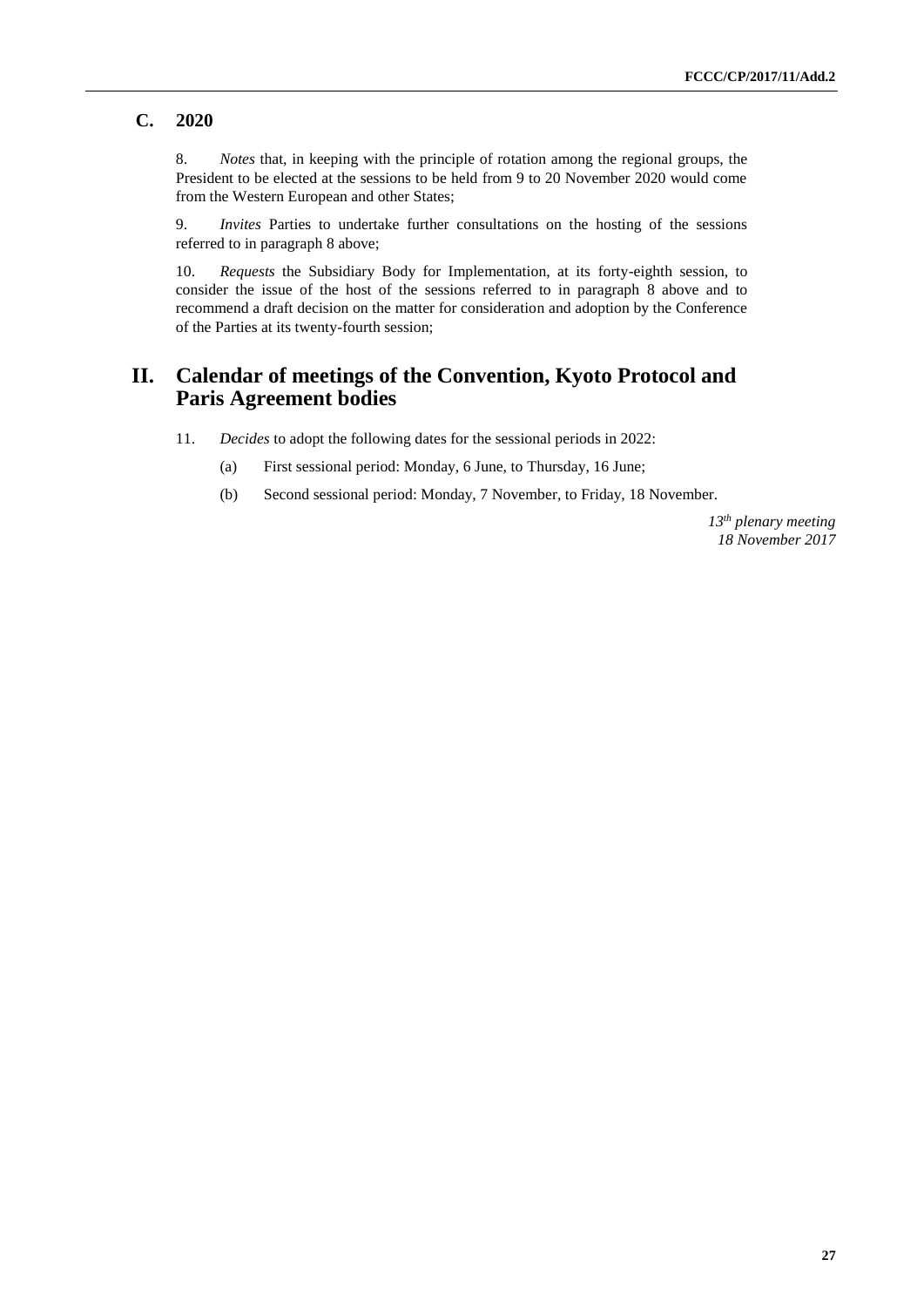### C. 2020

8. *Notes* that, in keeping with the principle of rotation among the regional groups, the President to be elected at the sessions to be held from 9 to 20 November 2020 would come from the Western European and other States;

9. *Invites* Parties to undertake further consultations on the hosting of the sessions referred to in paragraph 8 above;

10. *Requests* the Subsidiary Body for Implementation, at its forty-eighth session, to consider the issue of the host of the sessions referred to in paragraph 8 above and to recommend a draft decision on the matter for consideration and adoption by the Conference of the Parties at its twenty-fourth session;

## II. Calendar of meetings of the Convention, Kyoto Protocol and Paris Agreement bodies

11. *Decides* to adopt the following dates for the sessional periods in 2022:

(a) First sessional period: Monday, 6 June, to Thursday, 16 June;

(b) Second sessional period: Monday, 7 November, to Friday, 18 November.

*13th plenary meeting*
*18 November 2017*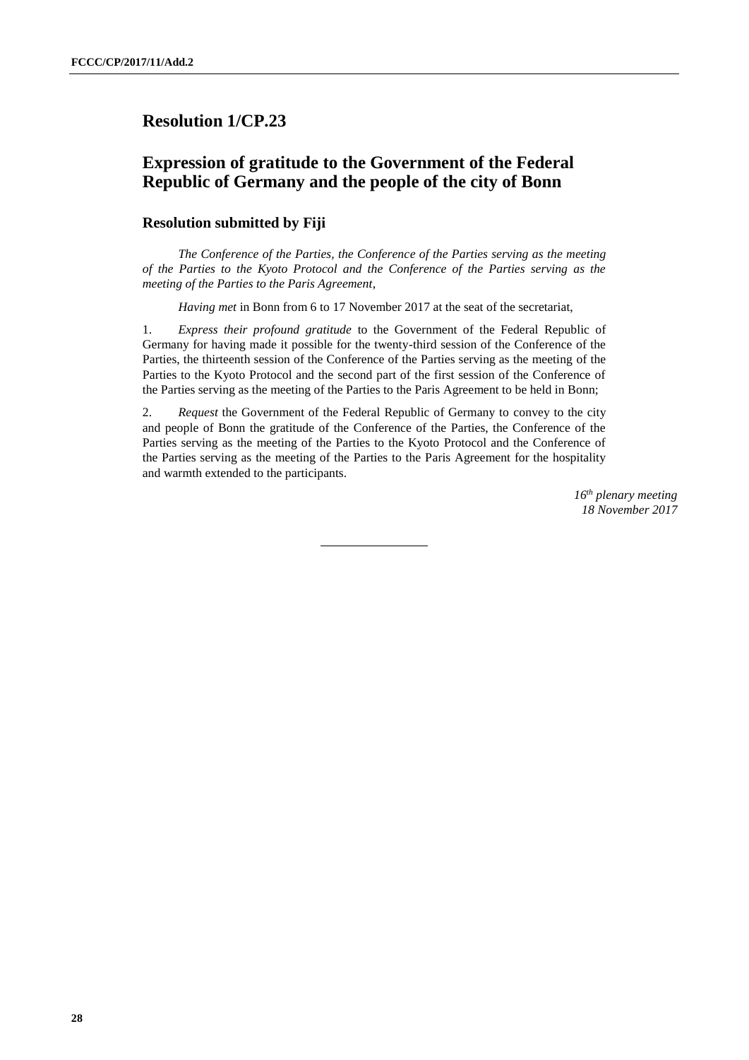## Resolution 1/CP.23

## Expression of gratitude to the Government of the Federal Republic of Germany and the people of the city of Bonn

### Resolution submitted by Fiji

*The Conference of the Parties, the Conference of the Parties serving as the meeting of the Parties to the Kyoto Protocol and the Conference of the Parties serving as the meeting of the Parties to the Paris Agreement*,

*Having met* in Bonn from 6 to 17 November 2017 at the seat of the secretariat,

1. *Express their profound gratitude* to the Government of the Federal Republic of Germany for having made it possible for the twenty-third session of the Conference of the Parties, the thirteenth session of the Conference of the Parties serving as the meeting of the Parties to the Kyoto Protocol and the second part of the first session of the Conference of the Parties serving as the meeting of the Parties to the Paris Agreement to be held in Bonn;

2. *Request* the Government of the Federal Republic of Germany to convey to the city and people of Bonn the gratitude of the Conference of the Parties, the Conference of the Parties serving as the meeting of the Parties to the Kyoto Protocol and the Conference of the Parties serving as the meeting of the Parties to the Paris Agreement for the hospitality and warmth extended to the participants.

*16th plenary meeting*
*18 November 2017*